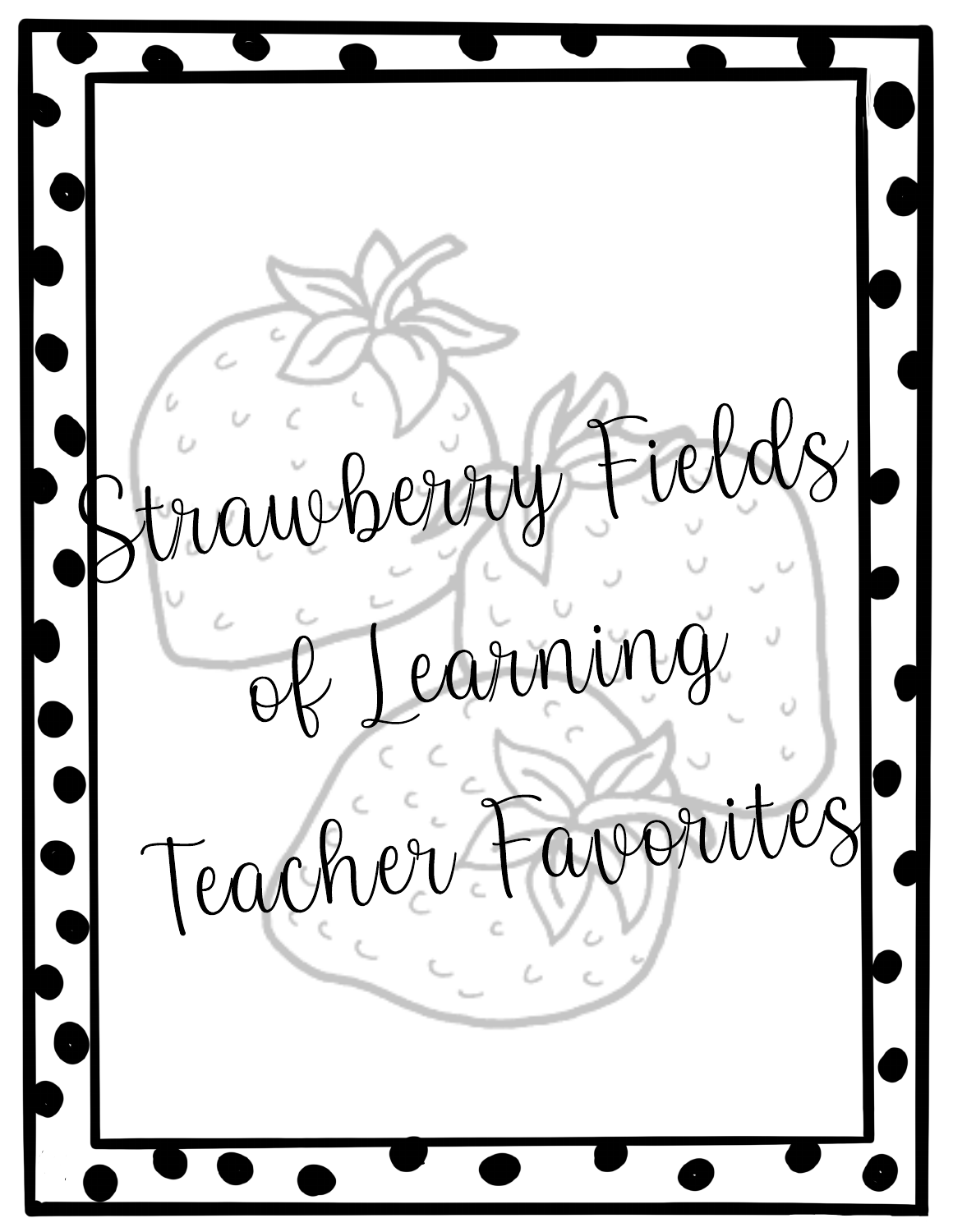# Strawberry Fields of Learning Teacher Favorites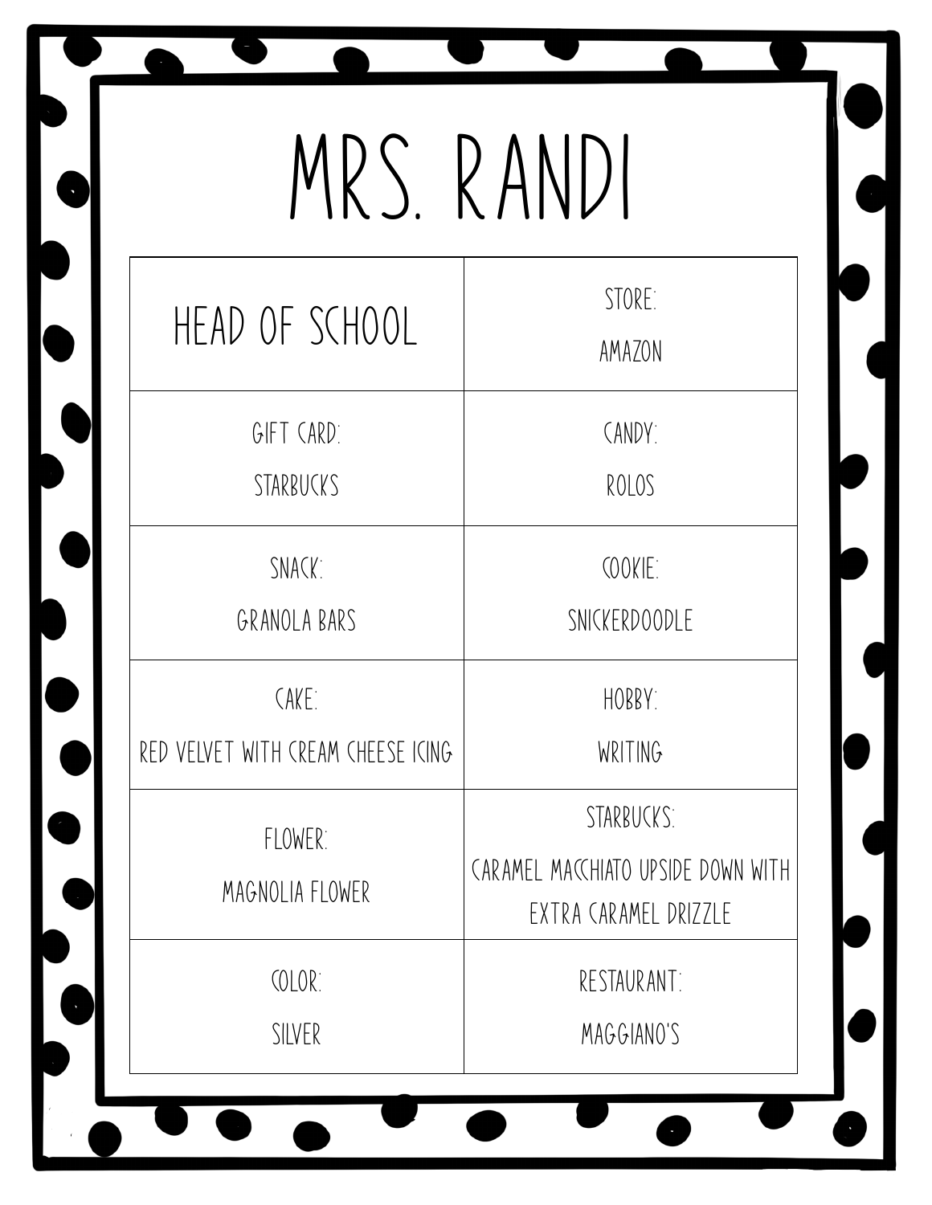# MRS. RANDI

| HEAD OF SCHOOL | STORE: AMAZON |
| --- | --- |
| GIFT CARD: STARBUCKS | CANDY: ROLOS |
| SNACK: GRANOLA BARS | COOKIE: SNICKERDOODLE |
| CAKE: RED VELVET WITH CREAM CHEESE ICING | HOBBY: WRITING |
| FLOWER: MAGNOLIA FLOWER | STARBUCKS: CARAMEL MACCHIATO UPSIDE DOWN WITH EXTRA CARAMEL DRIZZLE |
| COLOR: SILVER | RESTAURANT: MAGGIANO'S |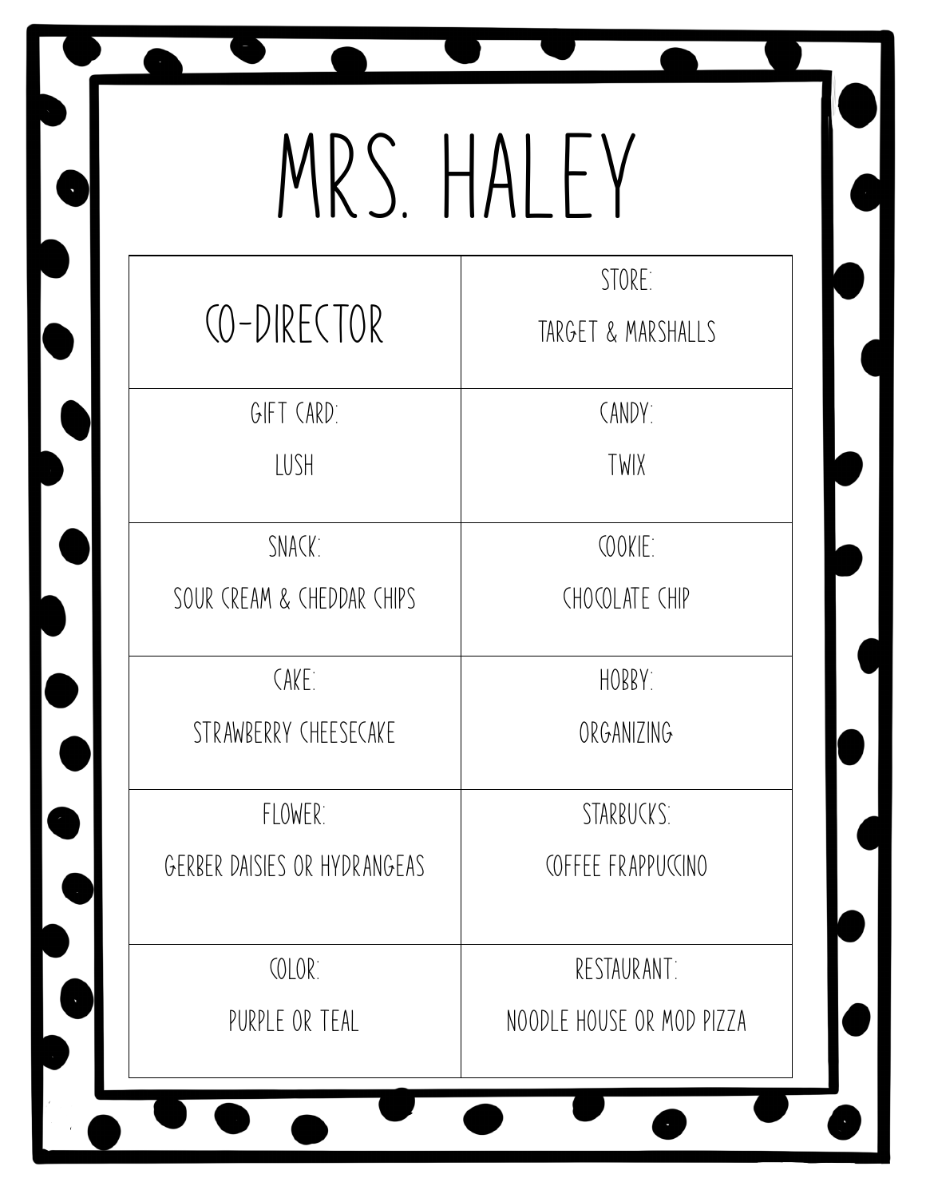# MRS. HALEY

| CO-DIRECTOR | STORE:<br>TARGET & MARSHALLS |
|---|---|
| GIFT CARD:<br>LUSH | CANDY:<br>TWIX |
| SNACK:<br>SOUR CREAM & CHEDDAR CHIPS | COOKIE:<br>CHOCOLATE CHIP |
| CAKE:<br>STRAWBERRY CHEESECAKE | HOBBY:<br>ORGANIZING |
| FLOWER:<br>GERBER DAISIES OR HYDRANGEAS | STARBUCKS:<br>COFFEE FRAPPUCCINO |
| COLOR:<br>PURPLE OR TEAL | RESTAURANT:<br>NOODLE HOUSE OR MOD PIZZA |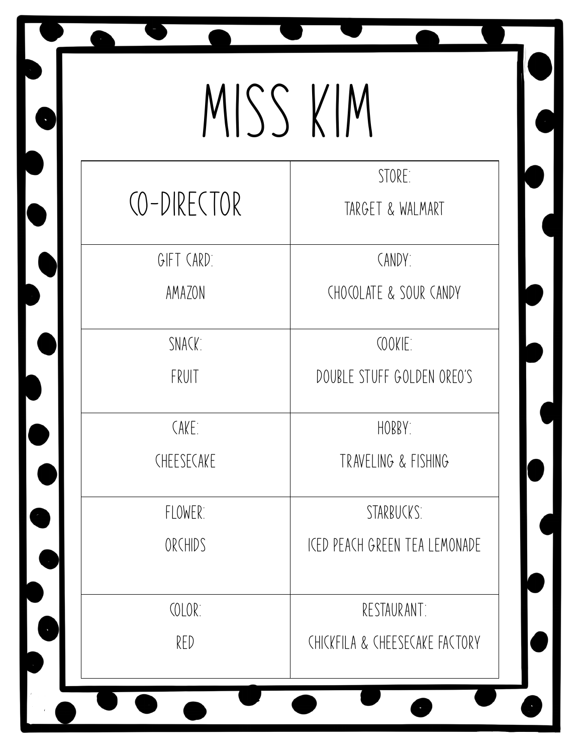# MISS KIM

| CO-DIRECTOR | STORE:<br>TARGET & WALMART |
|---|---|
| GIFT CARD:<br>AMAZON | CANDY:<br>CHOCOLATE & SOUR CANDY |
| SNACK:<br>FRUIT | COOKIE:<br>DOUBLE STUFF GOLDEN OREO'S |
| CAKE:<br>CHEESECAKE | HOBBY:<br>TRAVELING & FISHING |
| FLOWER:<br>ORCHIDS | STARBUCKS:<br>ICED PEACH GREEN TEA LEMONADE |
| COLOR:<br>RED | RESTAURANT:<br>CHICKFILA & CHEESECAKE FACTORY |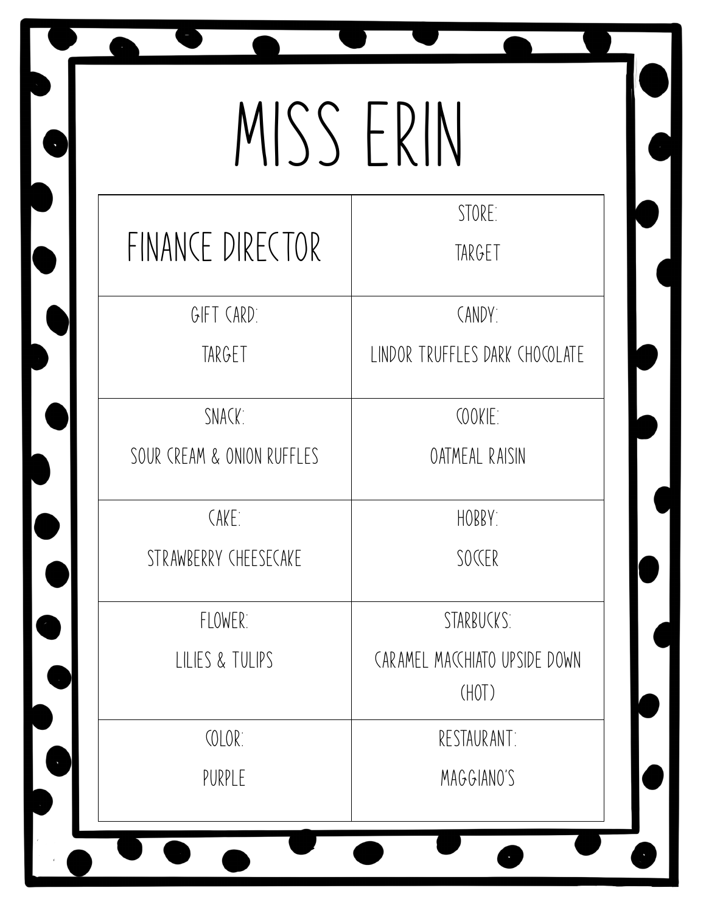# MISS ERIN

| FINANCE DIRECTOR | STORE: TARGET |
|---|---|
| GIFT CARD: TARGET | CANDY: LINDOR TRUFFLES DARK CHOCOLATE |
| SNACK: SOUR CREAM & ONION RUFFLES | COOKIE: OATMEAL RAISIN |
| CAKE: STRAWBERRY CHEESECAKE | HOBBY: SOCCER |
| FLOWER: LILIES & TULIPS | STARBUCKS: CARAMEL MACCHIATO UPSIDE DOWN (HOT) |
| COLOR: PURPLE | RESTAURANT: MAGGIANO'S |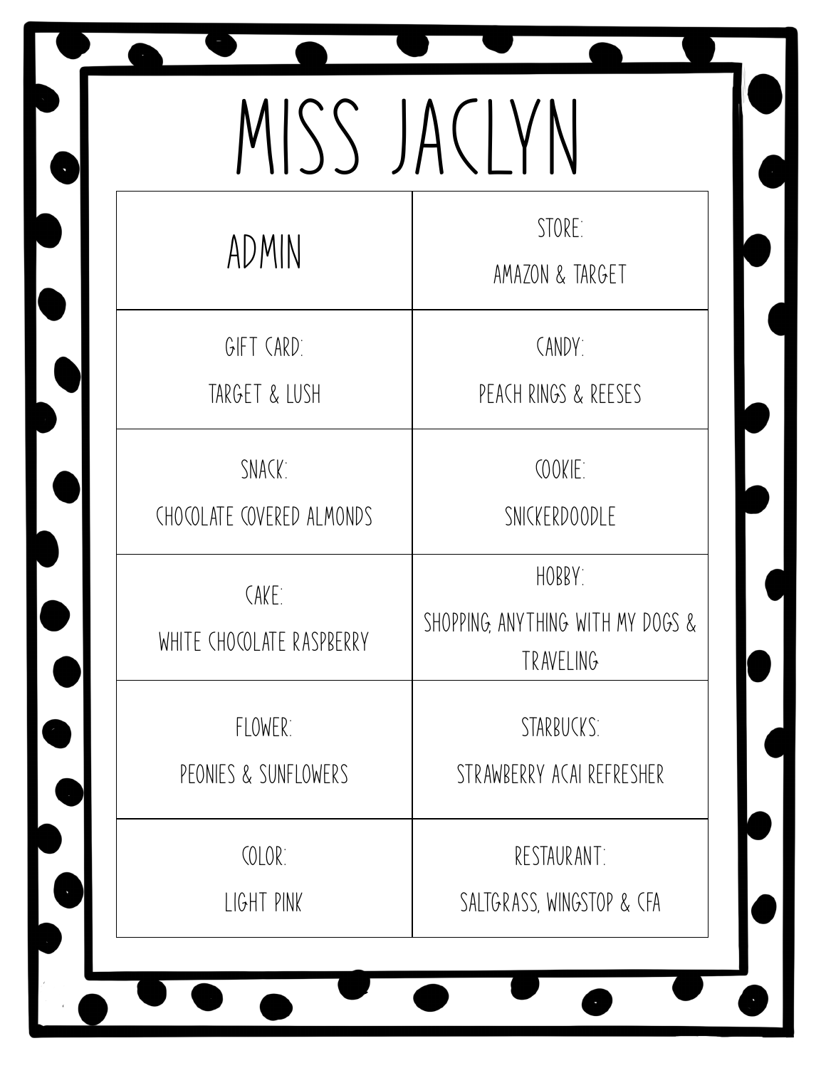# MISS JACLYN

| ADMIN | STORE: AMAZON & TARGET |
|---|---|
| GIFT CARD: TARGET & LUSH | CANDY: PEACH RINGS & REESES |
| SNACK: CHOCOLATE COVERED ALMONDS | COOKIE: SNICKERDOODLE |
| CAKE: WHITE CHOCOLATE RASPBERRY | HOBBY: SHOPPING, ANYTHING WITH MY DOGS & TRAVELING |
| FLOWER: PEONIES & SUNFLOWERS | STARBUCKS: STRAWBERRY ACAI REFRESHER |
| COLOR: LIGHT PINK | RESTAURANT: SALTGRASS, WINGSTOP & CFA |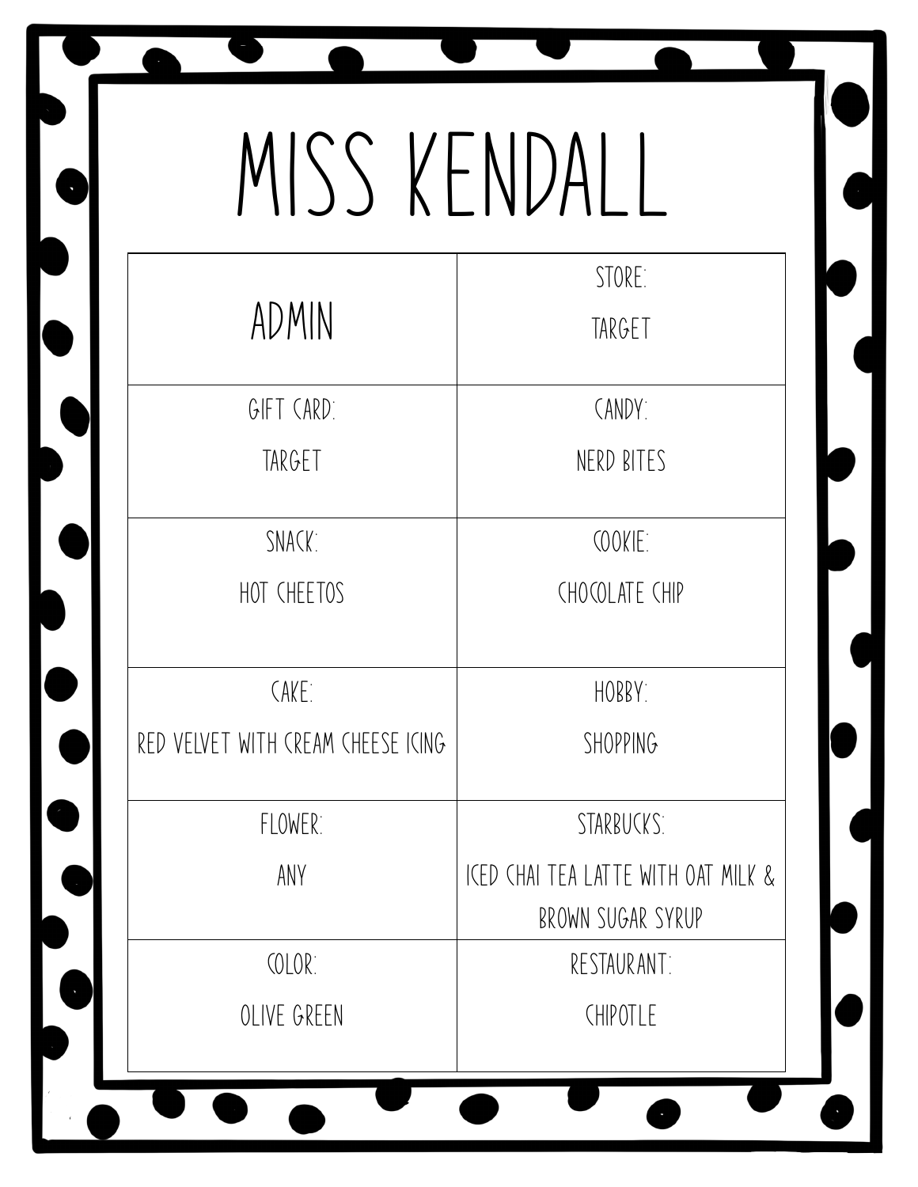# MISS KENDALL

| ADMIN | STORE: TARGET |
| --- | --- |
| GIFT CARD: TARGET | CANDY: NERD BITES |
| SNACK: HOT CHEETOS | COOKIE: CHOCOLATE CHIP |
| CAKE: RED VELVET WITH CREAM CHEESE ICING | HOBBY: SHOPPING |
| FLOWER: ANY | STARBUCKS: ICED CHAI TEA LATTE WITH OAT MILK & BROWN SUGAR SYRUP |
| COLOR: OLIVE GREEN | RESTAURANT: CHIPOTLE |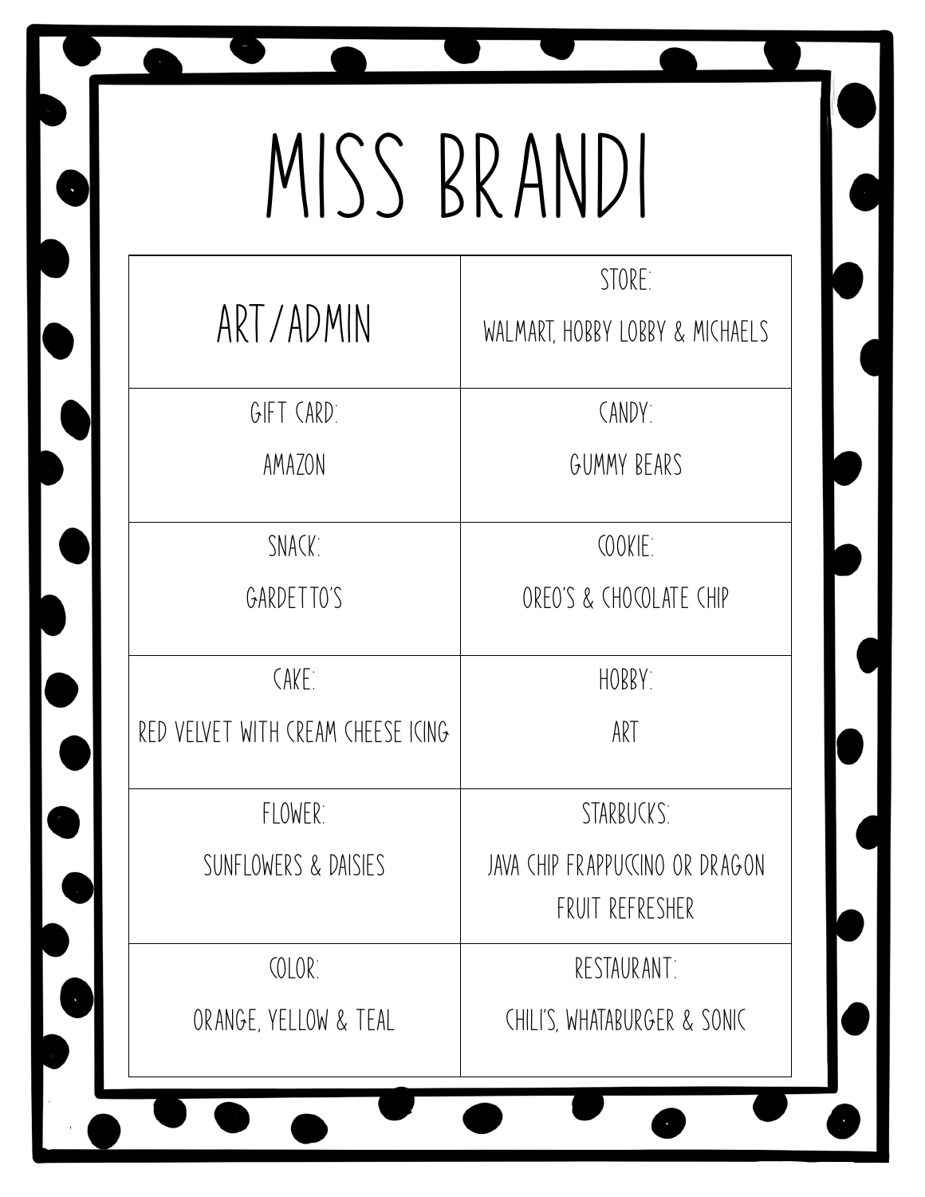# MISS BRANDI

| ART/ADMIN | STORE: WALMART, HOBBY LOBBY & MICHAELS |
|---|---|
| GIFT CARD: AMAZON | CANDY: GUMMY BEARS |
| SNACK: GARDETTO'S | COOKIE: OREO'S & CHOCOLATE CHIP |
| CAKE: RED VELVET WITH CREAM CHEESE ICING | HOBBY: ART |
| FLOWER: SUNFLOWERS & DAISIES | STARBUCKS: JAVA CHIP FRAPPUCCINO OR DRAGON FRUIT REFRESHER |
| COLOR: ORANGE, YELLOW & TEAL | RESTAURANT: CHILI'S, WHATABURGER & SONIC |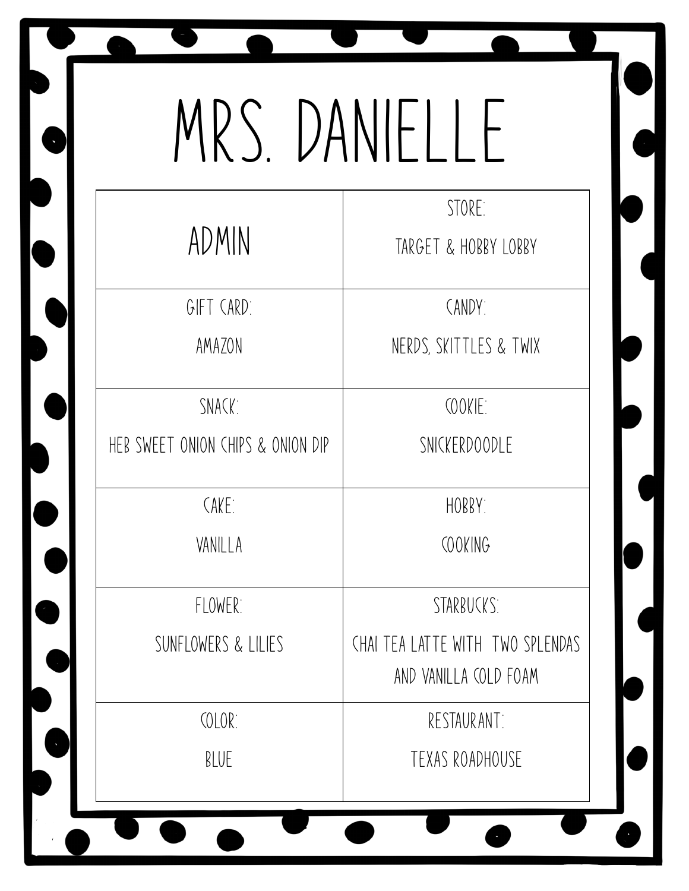# MRS. DANIELLE

| ADMIN | STORE:<br>TARGET & HOBBY LOBBY |
|---|---|
| GIFT CARD:<br>AMAZON | CANDY:<br>NERDS, SKITTLES & TWIX |
| SNACK:<br>HEB SWEET ONION CHIPS & ONION DIP | COOKIE:<br>SNICKERDOODLE |
| CAKE:<br>VANILLA | HOBBY:<br>COOKING |
| FLOWER:<br>SUNFLOWERS & LILIES | STARBUCKS:<br>CHAI TEA LATTE WITH TWO SPLENDAS AND VANILLA COLD FOAM |
| COLOR:<br>BLUE | RESTAURANT:<br>TEXAS ROADHOUSE |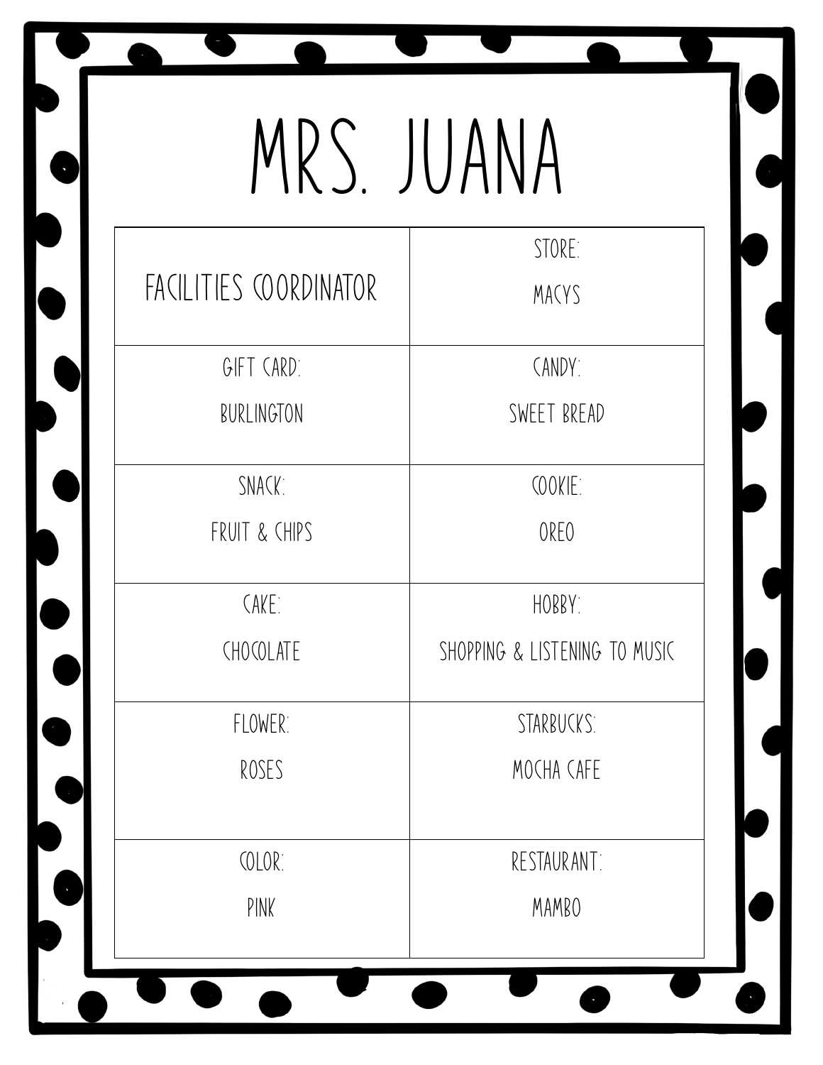# MRS. JUANA

| FACILITIES COORDINATOR | STORE: MACYS |
|---|---|
| GIFT CARD: BURLINGTON | CANDY: SWEET BREAD |
| SNACK: FRUIT & CHIPS | COOKIE: OREO |
| CAKE: CHOCOLATE | HOBBY: SHOPPING & LISTENING TO MUSIC |
| FLOWER: ROSES | STARBUCKS: MOCHA CAFE |
| COLOR: PINK | RESTAURANT: MAMBO |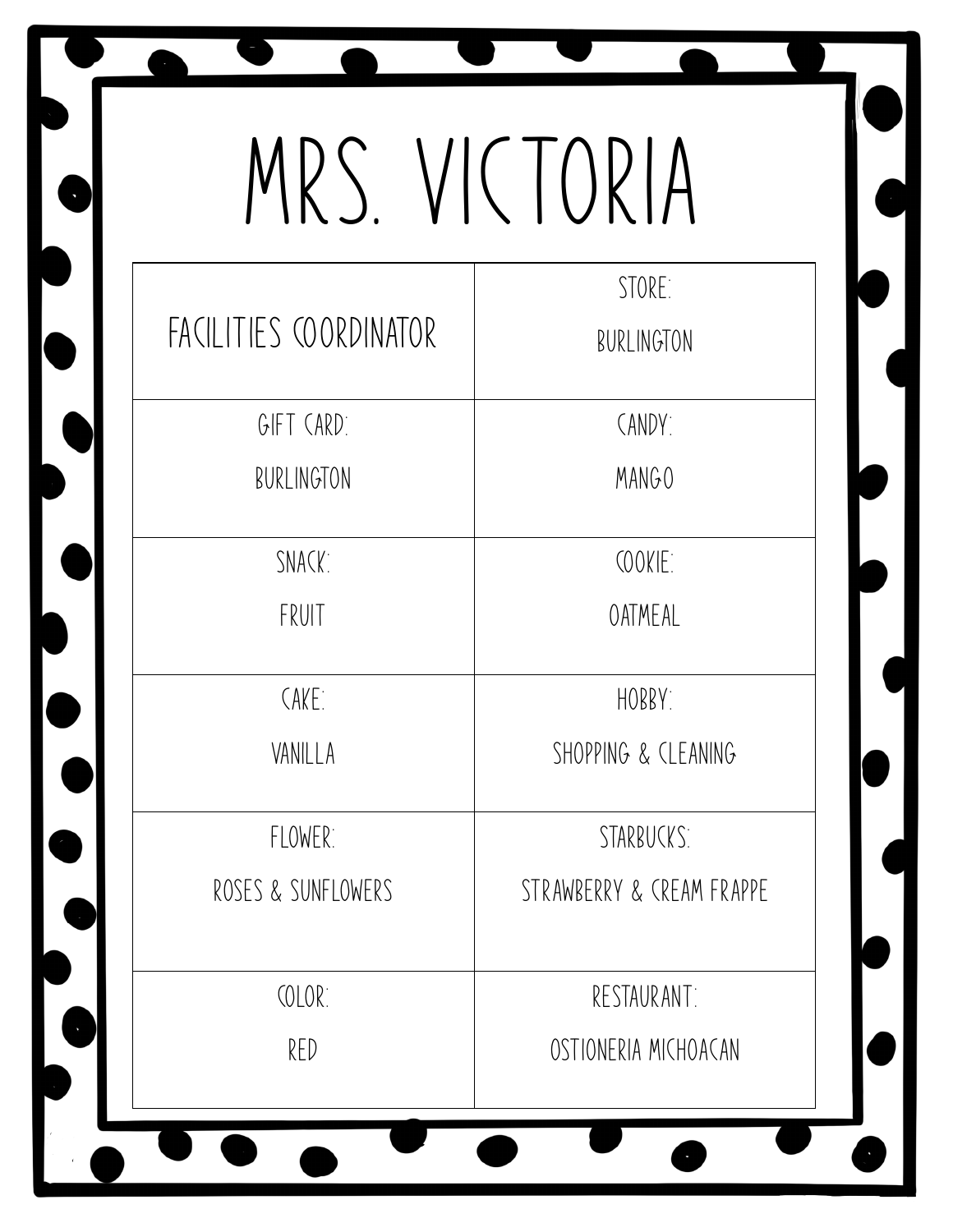# MRS. VICTORIA

| FACILITIES COORDINATOR | STORE: BURLINGTON |
|---|---|
| GIFT CARD: BURLINGTON | CANDY: MANGO |
| SNACK: FRUIT | COOKIE: OATMEAL |
| CAKE: VANILLA | HOBBY: SHOPPING & CLEANING |
| FLOWER: ROSES & SUNFLOWERS | STARBUCKS: STRAWBERRY & CREAM FRAPPE |
| COLOR: RED | RESTAURANT: OSTIONERIA MICHOACAN |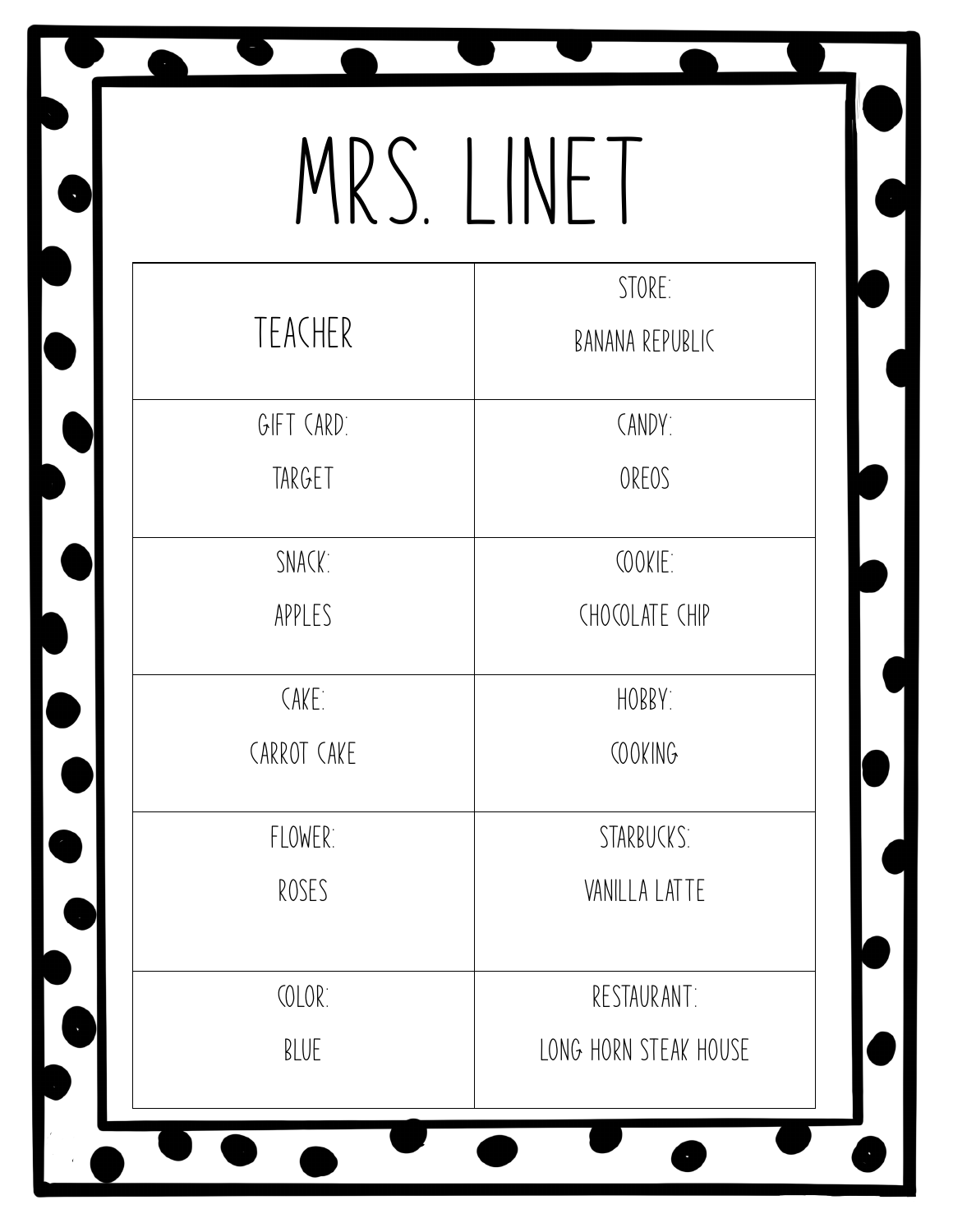# MRS. LINET

| TEACHER | STORE: BANANA REPUBLIC |
|---|---|
| GIFT CARD: TARGET | CANDY: OREOS |
| SNACK: APPLES | COOKIE: CHOCOLATE CHIP |
| CAKE: CARROT CAKE | HOBBY: COOKING |
| FLOWER: ROSES | STARBUCKS: VANILLA LATTE |
| COLOR: BLUE | RESTAURANT: LONG HORN STEAK HOUSE |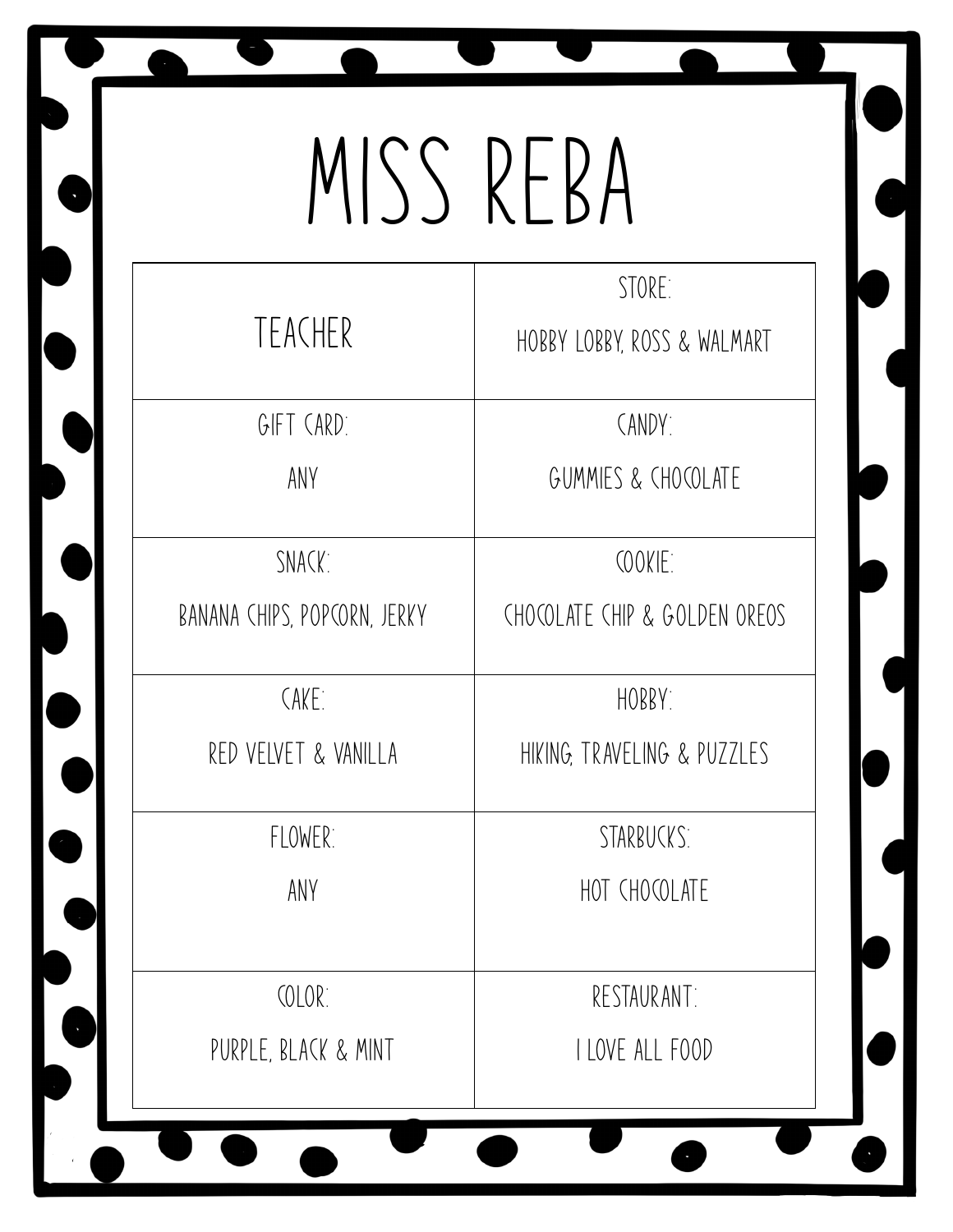# MISS REBA

| TEACHER | STORE: HOBBY LOBBY, ROSS & WALMART |
|---|---|
| GIFT CARD: ANY | CANDY: GUMMIES & CHOCOLATE |
| SNACK: BANANA CHIPS, POPCORN, JERKY | COOKIE: CHOCOLATE CHIP & GOLDEN OREOS |
| CAKE: RED VELVET & VANILLA | HOBBY: HIKING, TRAVELING & PUZZLES |
| FLOWER: ANY | STARBUCKS: HOT CHOCOLATE |
| COLOR: PURPLE, BLACK & MINT | RESTAURANT: I LOVE ALL FOOD |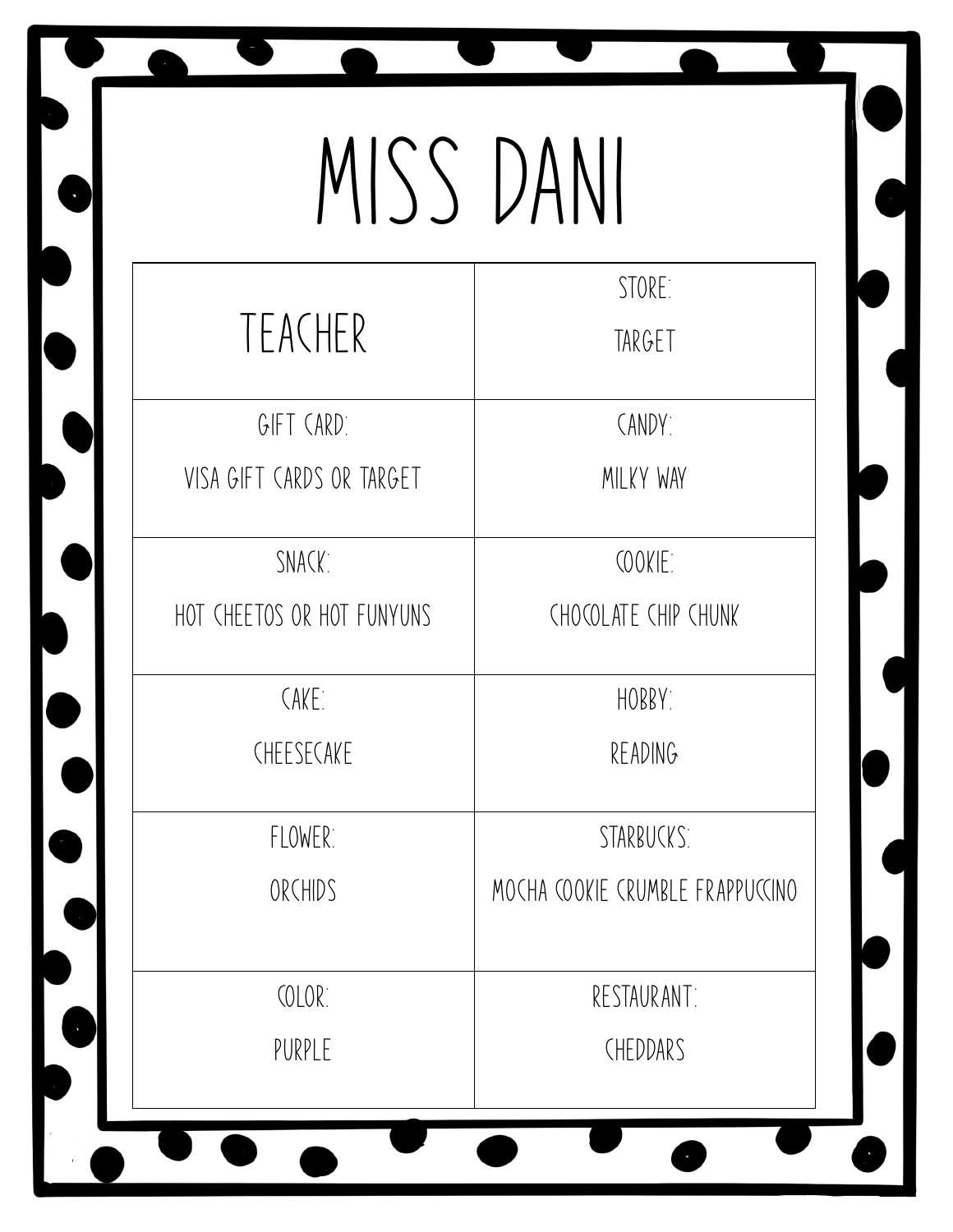# MISS DANI

| TEACHER | STORE:<br>TARGET |
|---|---|
| GIFT CARD:<br>VISA GIFT CARDS OR TARGET | CANDY:<br>MILKY WAY |
| SNACK:<br>HOT CHEETOS OR HOT FUNYUNS | COOKIE:<br>CHOCOLATE CHIP CHUNK |
| CAKE:<br>CHEESECAKE | HOBBY:<br>READING |
| FLOWER:<br>ORCHIDS | STARBUCKS:<br>MOCHA COOKIE CRUMBLE FRAPPUCCINO |
| COLOR:<br>PURPLE | RESTAURANT:<br>CHEDDARS |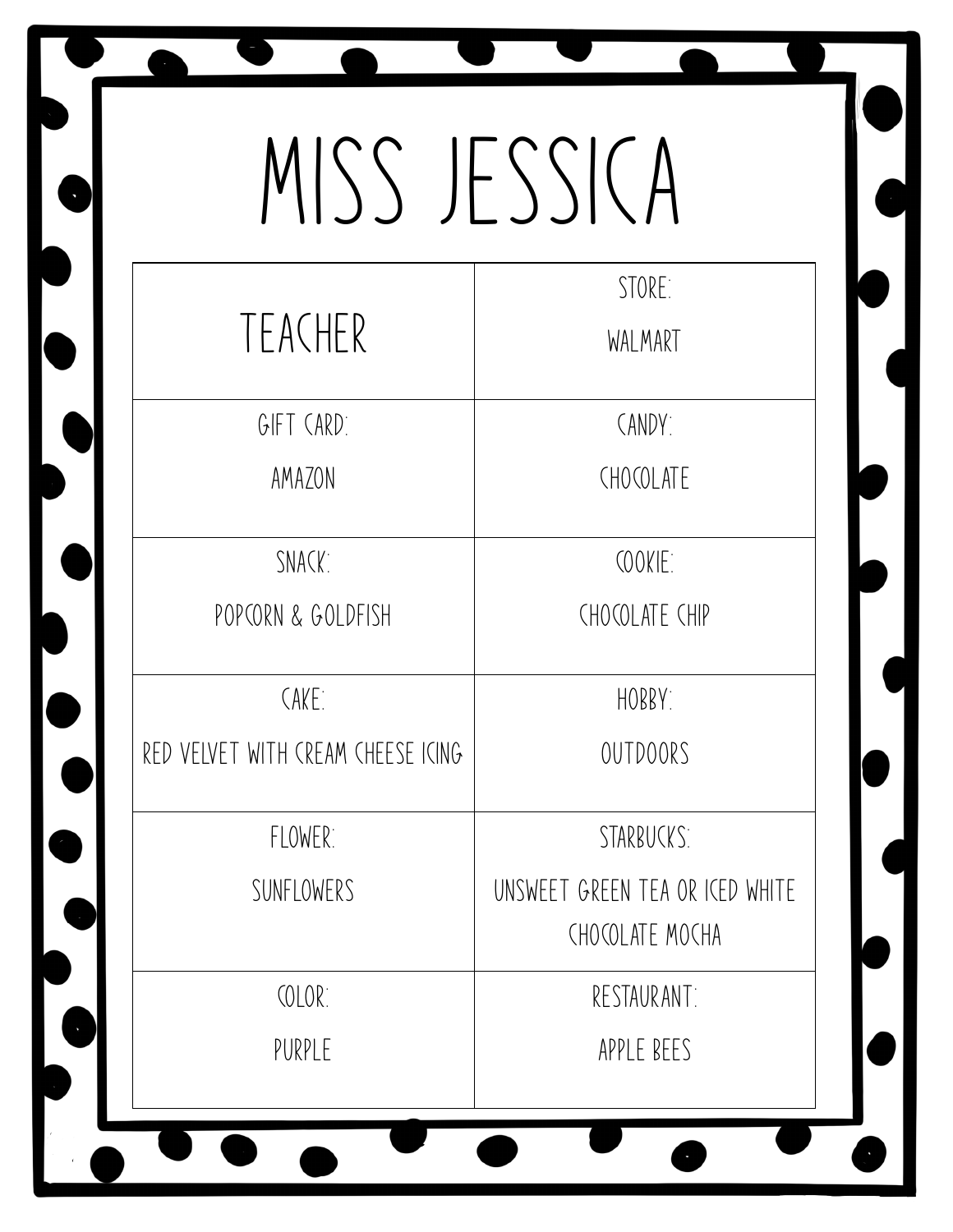# MISS JESSICA

| TEACHER | STORE: WALMART |
| --- | --- |
| GIFT CARD: AMAZON | CANDY: CHOCOLATE |
| SNACK: POPCORN & GOLDFISH | COOKIE: CHOCOLATE CHIP |
| CAKE: RED VELVET WITH CREAM CHEESE ICING | HOBBY: OUTDOORS |
| FLOWER: SUNFLOWERS | STARBUCKS: UNSWEET GREEN TEA OR ICED WHITE CHOCOLATE MOCHA |
| COLOR: PURPLE | RESTAURANT: APPLE BEES |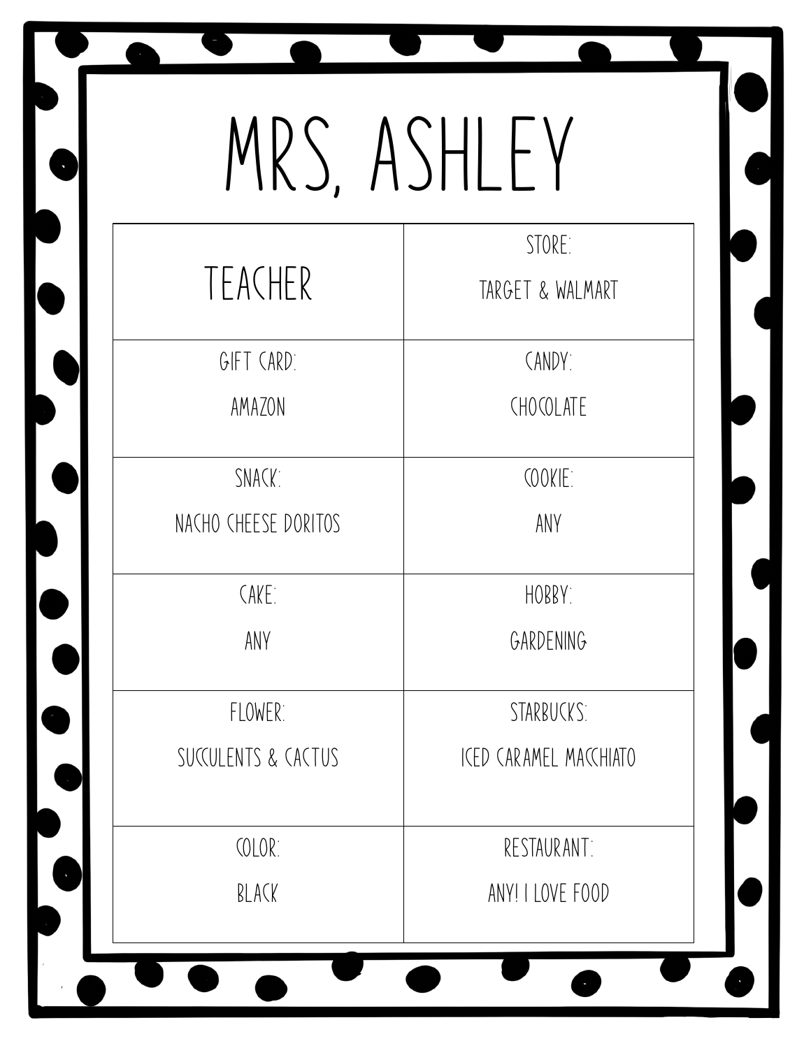# MRS, ASHLEY

| TEACHER | STORE: TARGET & WALMART |
|---|---|
| GIFT CARD: AMAZON | CANDY: CHOCOLATE |
| SNACK: NACHO CHEESE DORITOS | COOKIE: ANY |
| CAKE: ANY | HOBBY: GARDENING |
| FLOWER: SUCCULENTS & CACTUS | STARBUCKS: ICED CARAMEL MACCHIATO |
| COLOR: BLACK | RESTAURANT: ANY! I LOVE FOOD |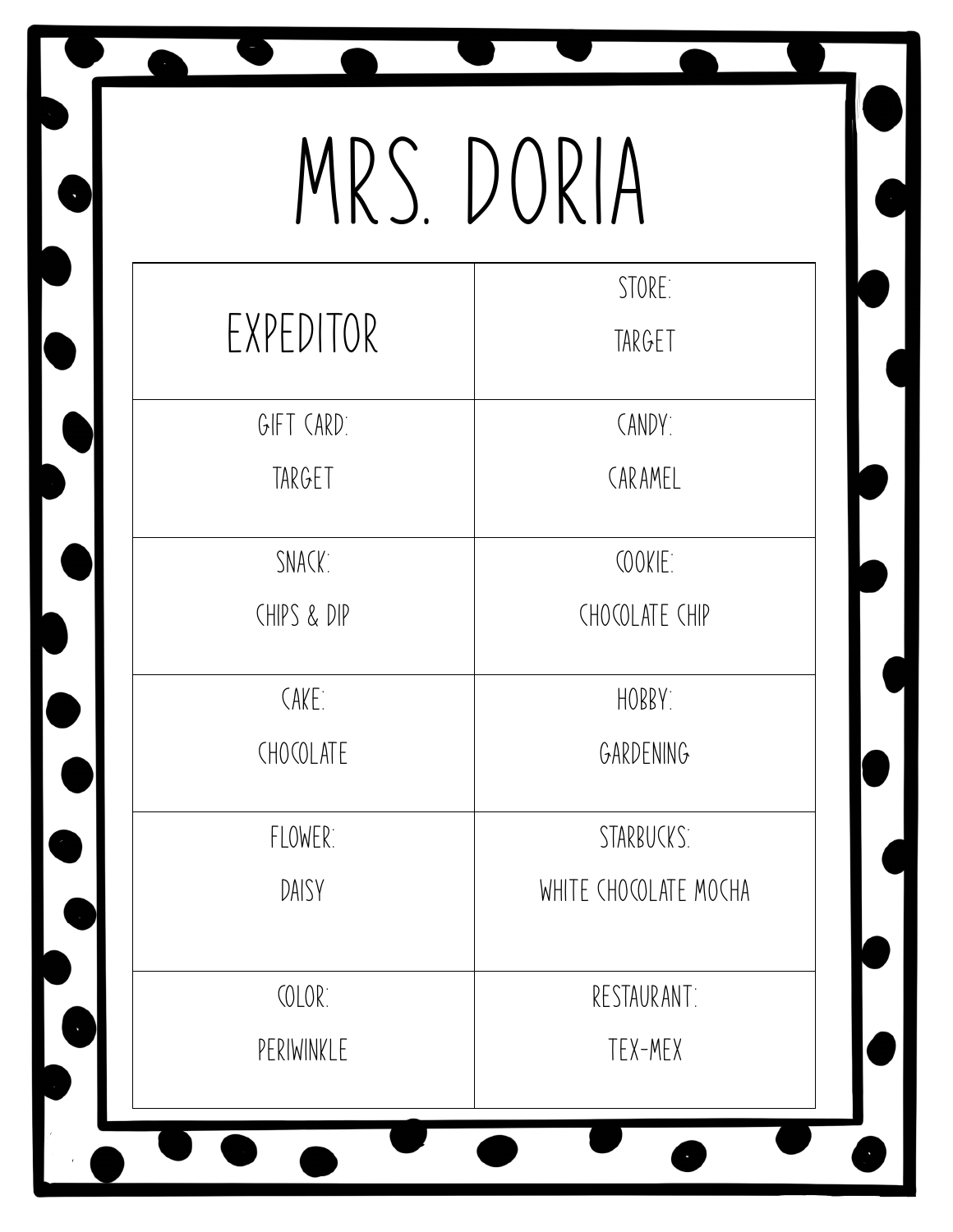# MRS. DORIA

| EXPEDITOR | STORE: TARGET |
|---|---|
| GIFT CARD: TARGET | CANDY: CARAMEL |
| SNACK: CHIPS & DIP | COOKIE: CHOCOLATE CHIP |
| CAKE: CHOCOLATE | HOBBY: GARDENING |
| FLOWER: DAISY | STARBUCKS: WHITE CHOCOLATE MOCHA |
| COLOR: PERIWINKLE | RESTAURANT: TEX-MEX |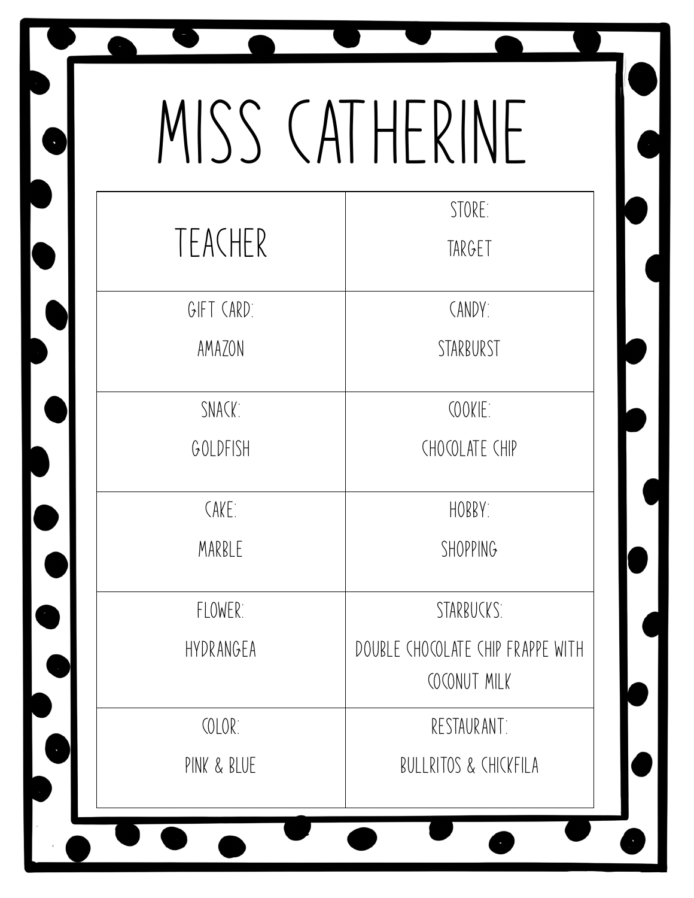# MISS CATHERINE

| TEACHER | STORE: TARGET |
|---|---|
| GIFT CARD: AMAZON | CANDY: STARBURST |
| SNACK: GOLDFISH | COOKIE: CHOCOLATE CHIP |
| CAKE: MARBLE | HOBBY: SHOPPING |
| FLOWER: HYDRANGEA | STARBUCKS: DOUBLE CHOCOLATE CHIP FRAPPE WITH COCONUT MILK |
| COLOR: PINK & BLUE | RESTAURANT: BULLRITOS & CHICKFILA |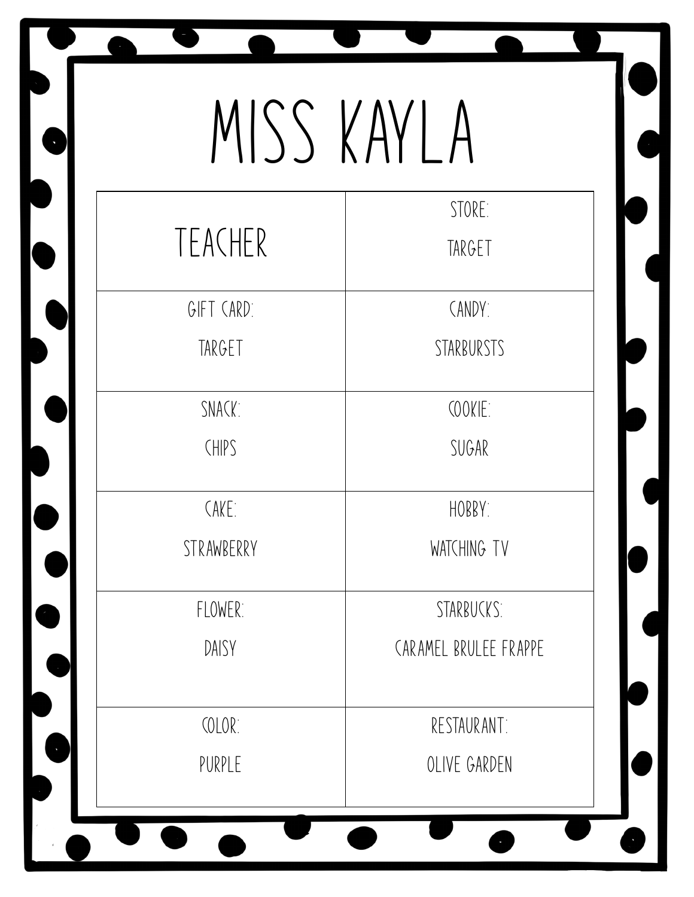# MISS KAYLA

| TEACHER | STORE: TARGET |
| --- | --- |
| GIFT CARD: TARGET | CANDY: STARBURSTS |
| SNACK: CHIPS | COOKIE: SUGAR |
| CAKE: STRAWBERRY | HOBBY: WATCHING TV |
| FLOWER: DAISY | STARBUCKS: CARAMEL BRULEE FRAPPE |
| COLOR: PURPLE | RESTAURANT: OLIVE GARDEN |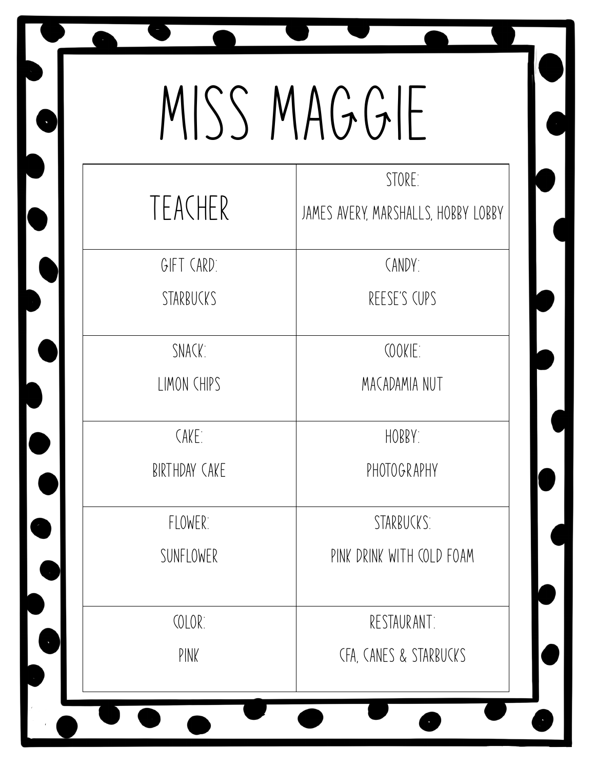# MISS MAGGIE

| TEACHER | STORE: JAMES AVERY, MARSHALLS, HOBBY LOBBY |
| --- | --- |
| GIFT CARD: STARBUCKS | CANDY: REESE'S CUPS |
| SNACK: LIMON CHIPS | COOKIE: MACADAMIA NUT |
| CAKE: BIRTHDAY CAKE | HOBBY: PHOTOGRAPHY |
| FLOWER: SUNFLOWER | STARBUCKS: PINK DRINK WITH COLD FOAM |
| COLOR: PINK | RESTAURANT: CFA, CANES & STARBUCKS |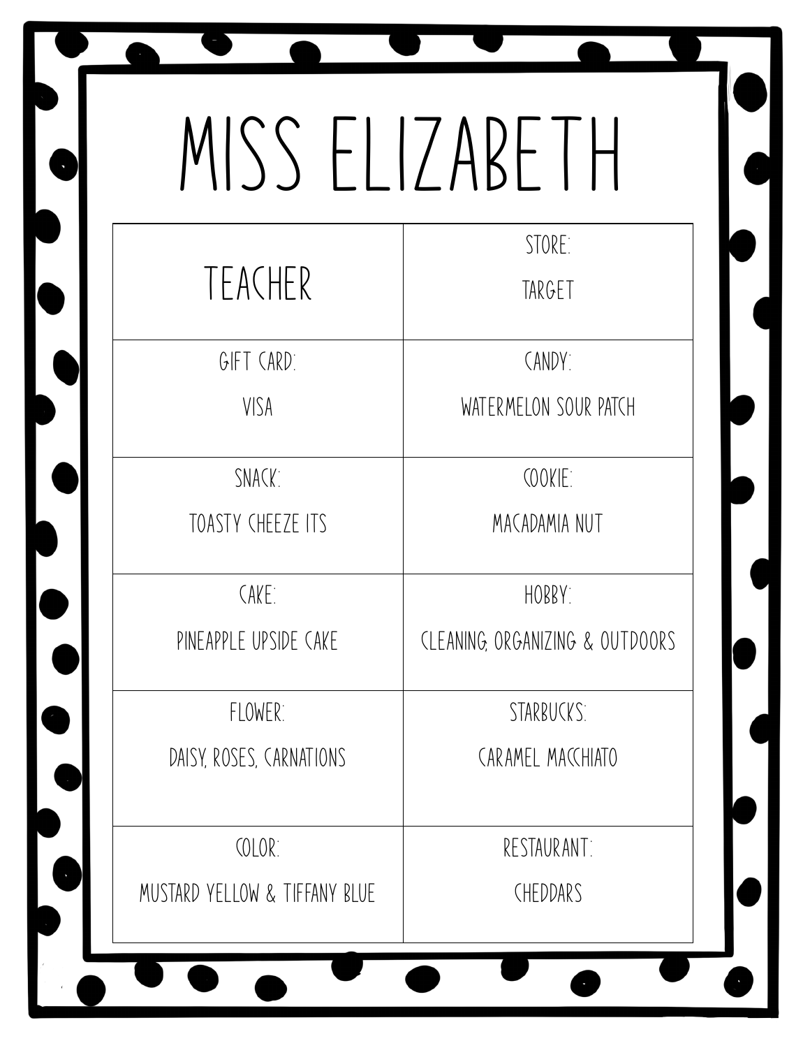# MISS ELIZABETH

| TEACHER | STORE:<br>TARGET |
| --- | --- |
| GIFT CARD:<br>VISA | CANDY:<br>WATERMELON SOUR PATCH |
| SNACK:<br>TOASTY CHEEZE ITS | COOKIE:<br>MACADAMIA NUT |
| CAKE:<br>PINEAPPLE UPSIDE CAKE | HOBBY:<br>CLEANING, ORGANIZING & OUTDOORS |
| FLOWER:<br>DAISY, ROSES, CARNATIONS | STARBUCKS:<br>CARAMEL MACCHIATO |
| COLOR:<br>MUSTARD YELLOW & TIFFANY BLUE | RESTAURANT:<br>CHEDDARS |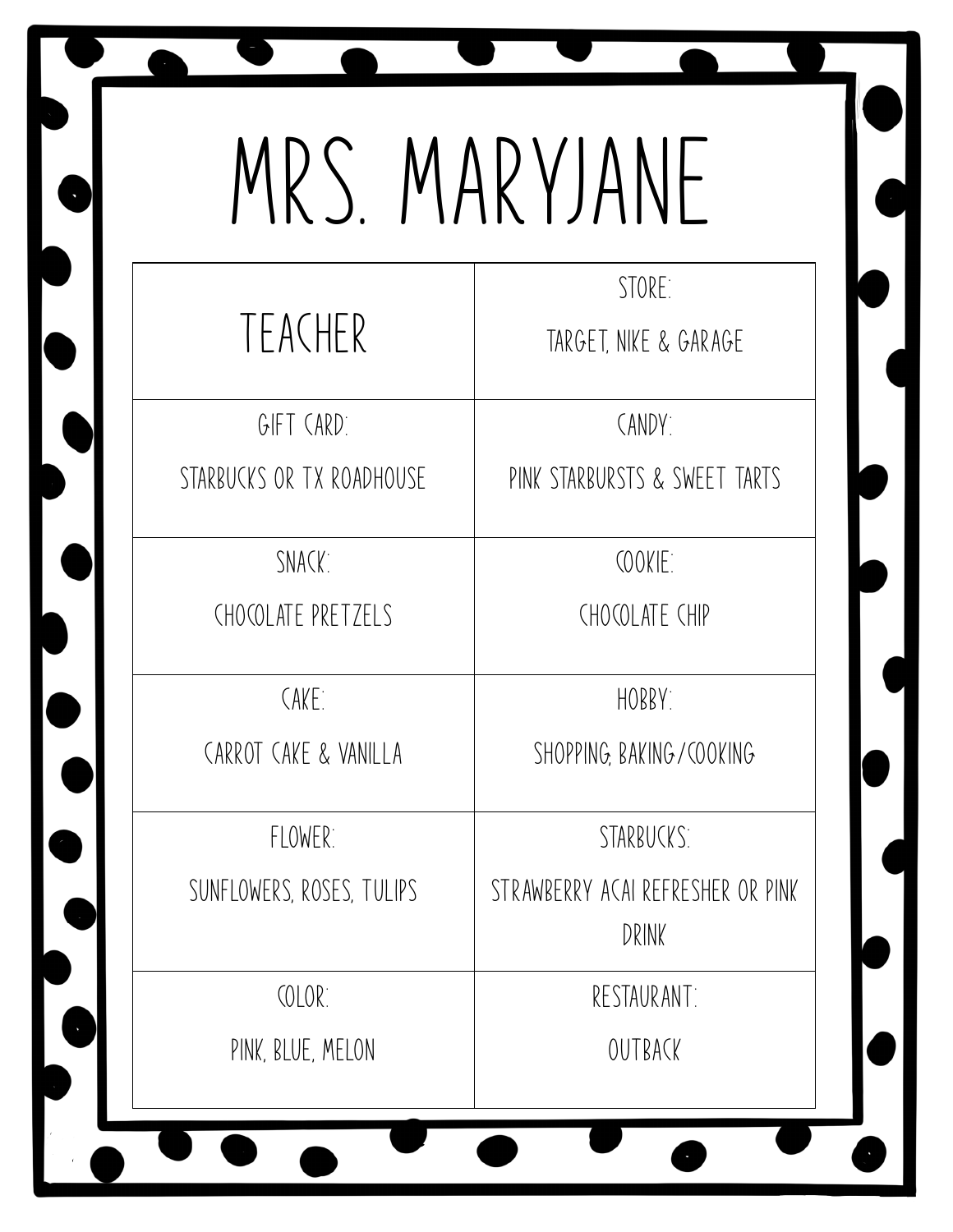# MRS. MARYJANE

| TEACHER | STORE:<br>TARGET, NIKE & GARAGE |
|---|---|
| GIFT CARD:<br>STARBUCKS OR TX ROADHOUSE | CANDY:<br>PINK STARBURSTS & SWEET TARTS |
| SNACK:<br>CHOCOLATE PRETZELS | COOKIE:<br>CHOCOLATE CHIP |
| CAKE:<br>CARROT CAKE & VANILLA | HOBBY:<br>SHOPPING; BAKING/COOKING |
| FLOWER:<br>SUNFLOWERS, ROSES, TULIPS | STARBUCKS:<br>STRAWBERRY ACAI REFRESHER OR PINK DRINK |
| COLOR:<br>PINK, BLUE, MELON | RESTAURANT:<br>OUTBACK |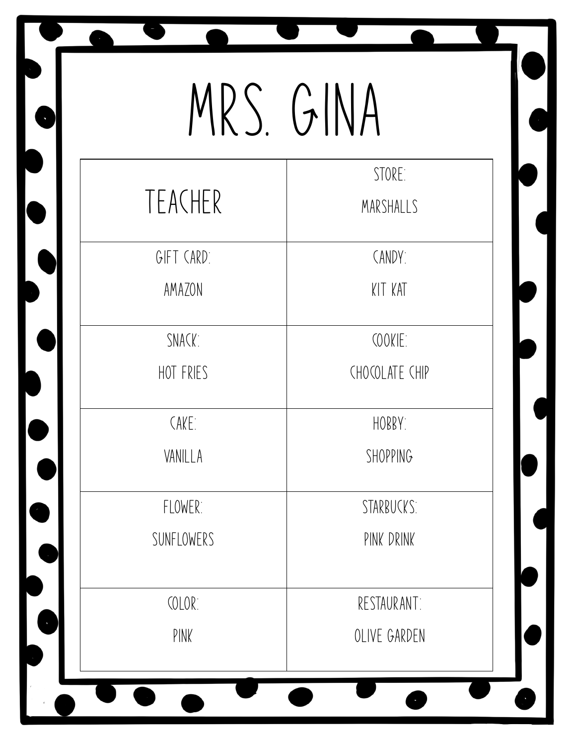# MRS. GINA

| TEACHER | STORE: MARSHALLS |
|---|---|
| GIFT CARD: AMAZON | CANDY: KIT KAT |
| SNACK: HOT FRIES | COOKIE: CHOCOLATE CHIP |
| CAKE: VANILLA | HOBBY: SHOPPING |
| FLOWER: SUNFLOWERS | STARBUCKS: PINK DRINK |
| COLOR: PINK | RESTAURANT: OLIVE GARDEN |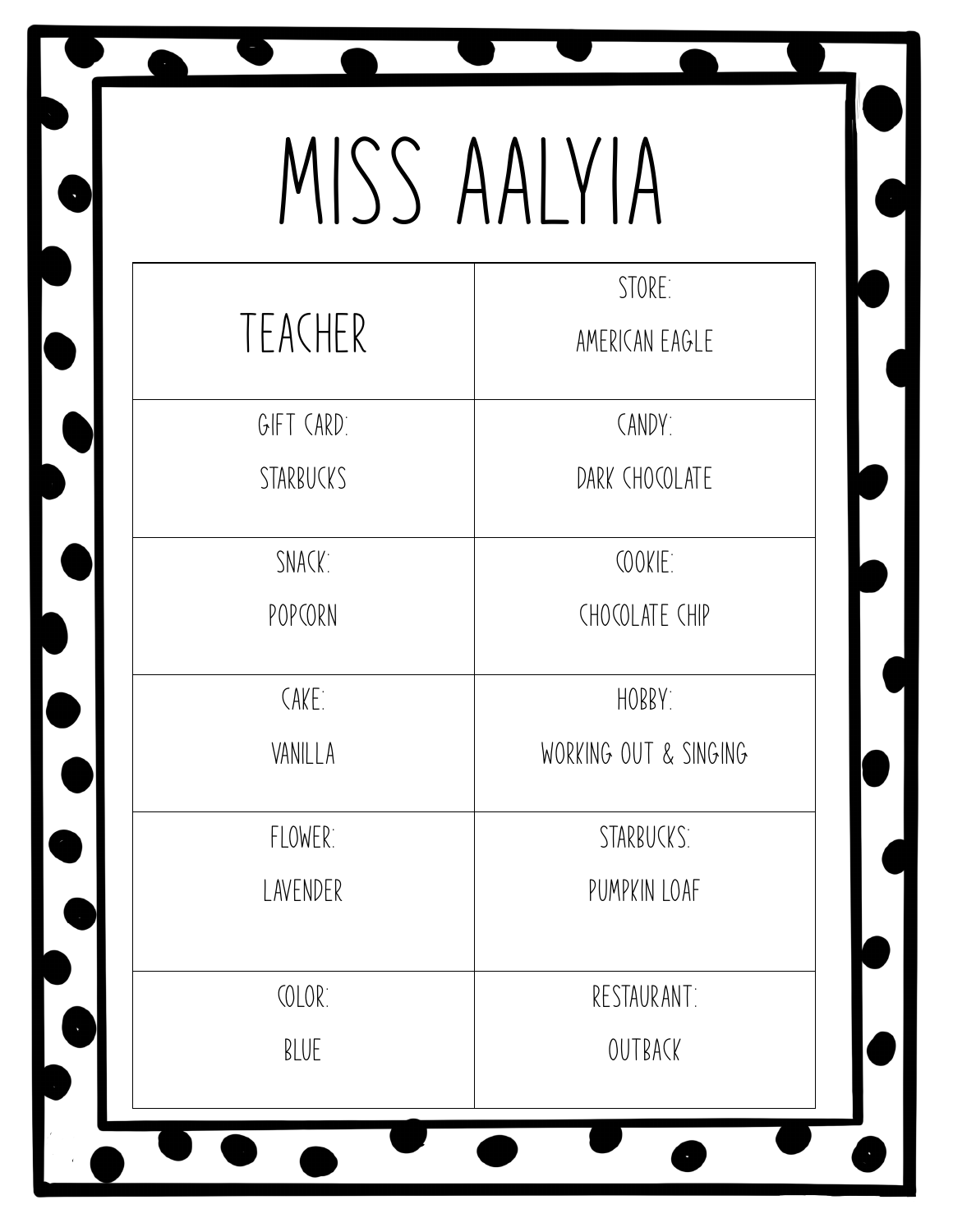# MISS AALYIA

| TEACHER | STORE: AMERICAN EAGLE |
| --- | --- |
| GIFT CARD: STARBUCKS | CANDY: DARK CHOCOLATE |
| SNACK: POPCORN | COOKIE: CHOCOLATE CHIP |
| CAKE: VANILLA | HOBBY: WORKING OUT & SINGING |
| FLOWER: LAVENDER | STARBUCKS: PUMPKIN LOAF |
| COLOR: BLUE | RESTAURANT: OUTBACK |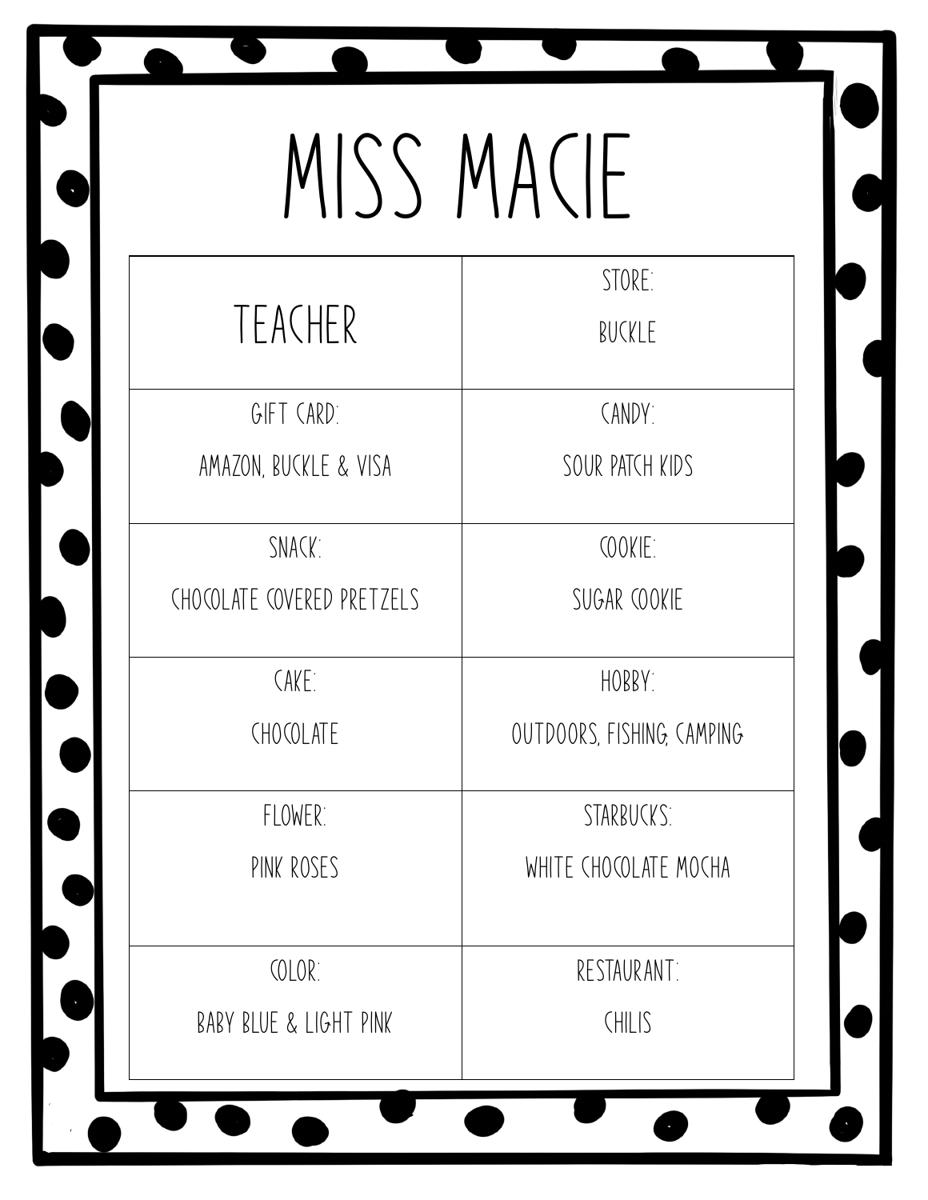# MISS MACIE

| TEACHER | STORE: BUCKLE |
|---|---|
| GIFT CARD: AMAZON, BUCKLE & VISA | CANDY: SOUR PATCH KIDS |
| SNACK: CHOCOLATE COVERED PRETZELS | COOKIE: SUGAR COOKIE |
| CAKE: CHOCOLATE | HOBBY: OUTDOORS, FISHING, CAMPING |
| FLOWER: PINK ROSES | STARBUCKS: WHITE CHOCOLATE MOCHA |
| COLOR: BABY BLUE & LIGHT PINK | RESTAURANT: CHILIS |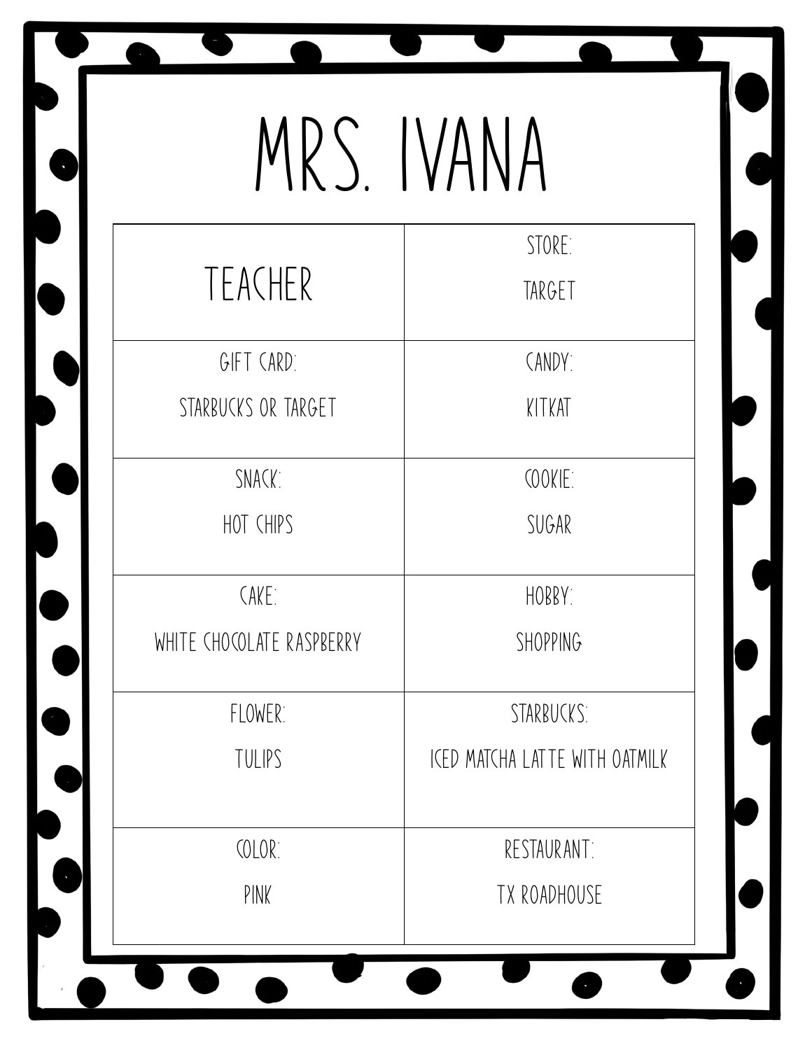# MRS. IVANA

| TEACHER | STORE: TARGET |
|---|---|
| GIFT CARD: STARBUCKS OR TARGET | CANDY: KITKAT |
| SNACK: HOT CHIPS | COOKIE: SUGAR |
| CAKE: WHITE CHOCOLATE RASPBERRY | HOBBY: SHOPPING |
| FLOWER: TULIPS | STARBUCKS: ICED MATCHA LATTE WITH OATMILK |
| COLOR: PINK | RESTAURANT: TX ROADHOUSE |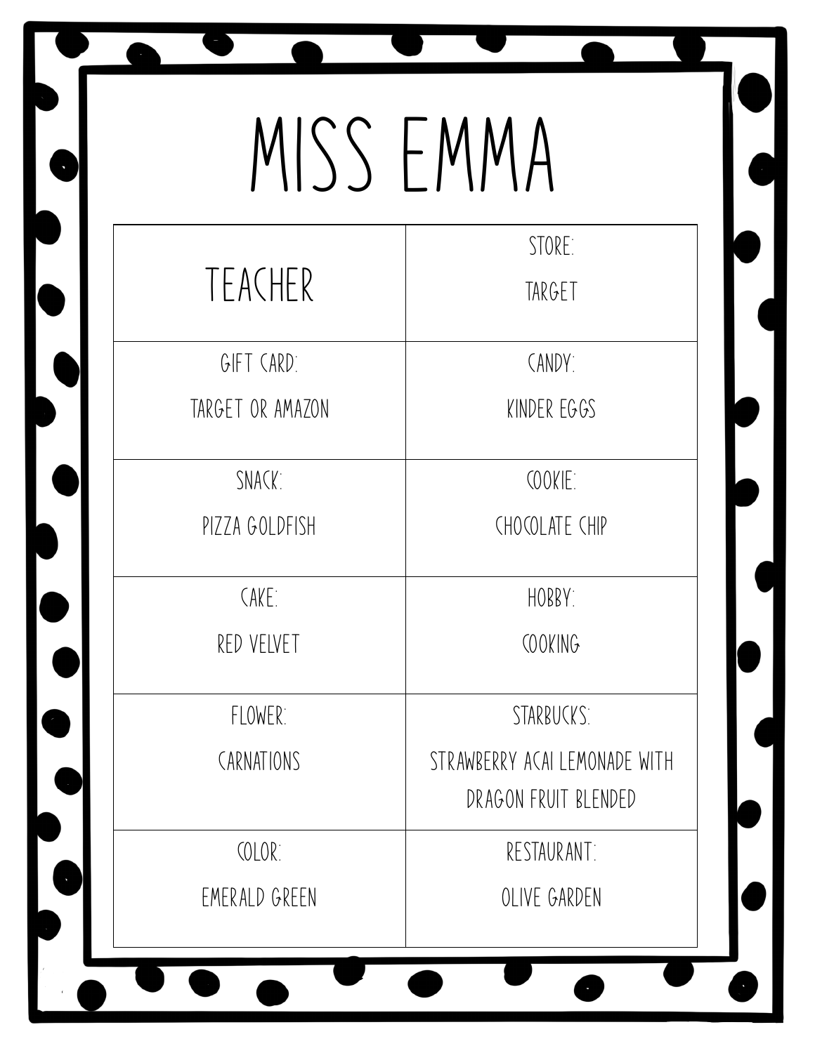# MISS EMMA

| TEACHER | STORE:<br>TARGET |
|---|---|
| GIFT CARD:<br>TARGET OR AMAZON | CANDY:<br>KINDER EGGS |
| SNACK:<br>PIZZA GOLDFISH | COOKIE:<br>CHOCOLATE CHIP |
| CAKE:<br>RED VELVET | HOBBY:<br>COOKING |
| FLOWER:<br>CARNATIONS | STARBUCKS:<br>STRAWBERRY ACAI LEMONADE WITH DRAGON FRUIT BLENDED |
| COLOR:<br>EMERALD GREEN | RESTAURANT:<br>OLIVE GARDEN |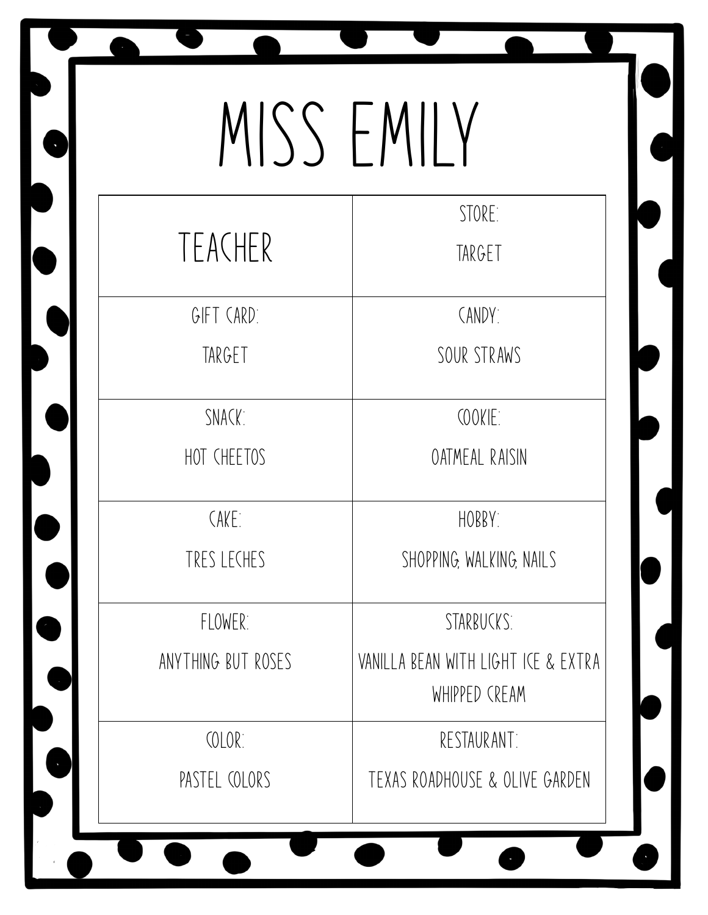# MISS EMILY

| TEACHER | STORE: TARGET |
| --- | --- |
| GIFT CARD: TARGET | CANDY: SOUR STRAWS |
| SNACK: HOT CHEETOS | COOKIE: OATMEAL RAISIN |
| CAKE: TRES LECHES | HOBBY: SHOPPING, WALKING, NAILS |
| FLOWER: ANYTHING BUT ROSES | STARBUCKS: VANILLA BEAN WITH LIGHT ICE & EXTRA WHIPPED CREAM |
| COLOR: PASTEL COLORS | RESTAURANT: TEXAS ROADHOUSE & OLIVE GARDEN |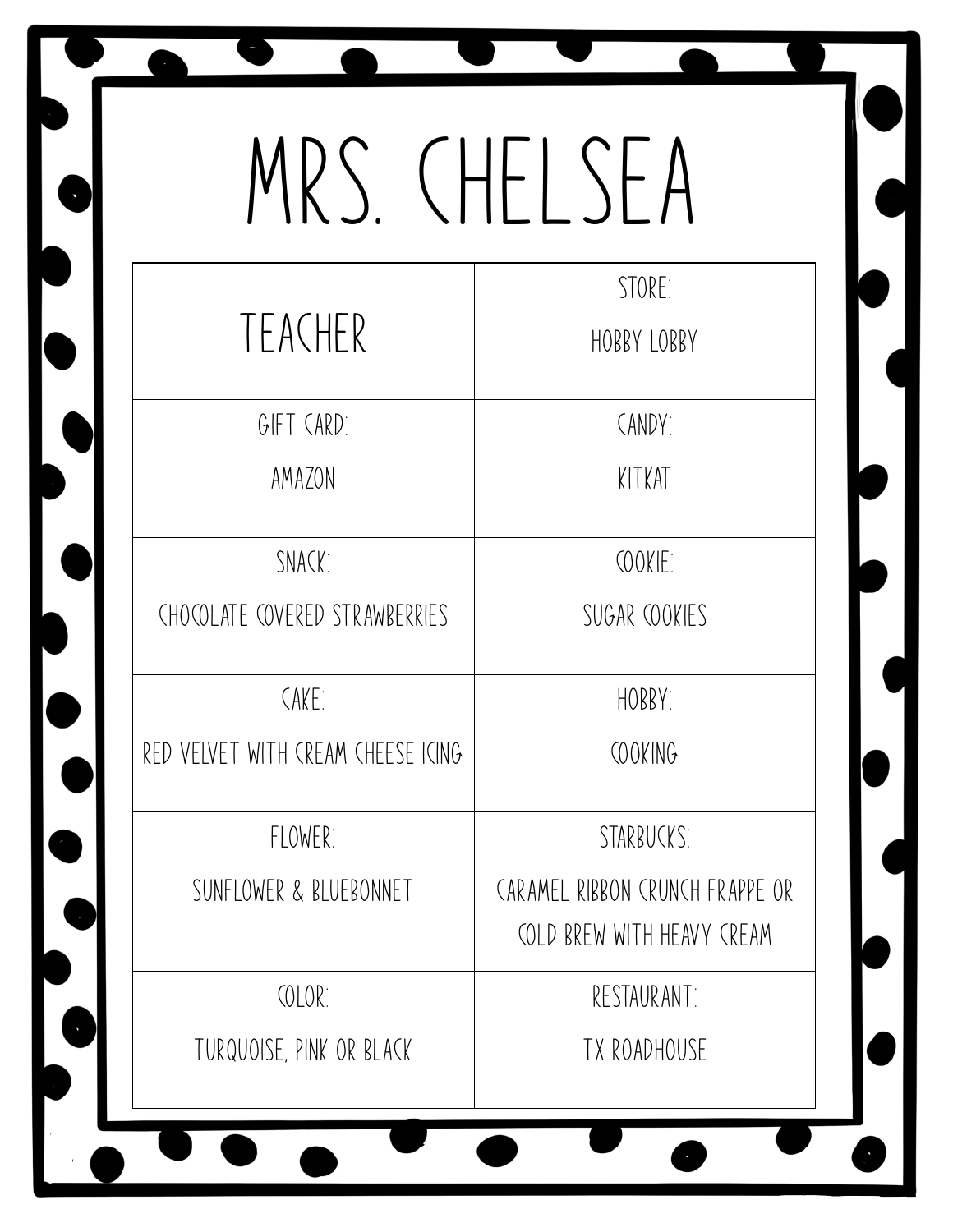# MRS. CHELSEA

| TEACHER | STORE: HOBBY LOBBY |
| --- | --- |
| GIFT CARD: AMAZON | CANDY: KITKAT |
| SNACK: CHOCOLATE COVERED STRAWBERRIES | COOKIE: SUGAR COOKIES |
| CAKE: RED VELVET WITH CREAM CHEESE ICING | HOBBY: COOKING |
| FLOWER: SUNFLOWER & BLUEBONNET | STARBUCKS: CARAMEL RIBBON CRUNCH FRAPPE OR COLD BREW WITH HEAVY CREAM |
| COLOR: TURQUOISE, PINK OR BLACK | RESTAURANT: TX ROADHOUSE |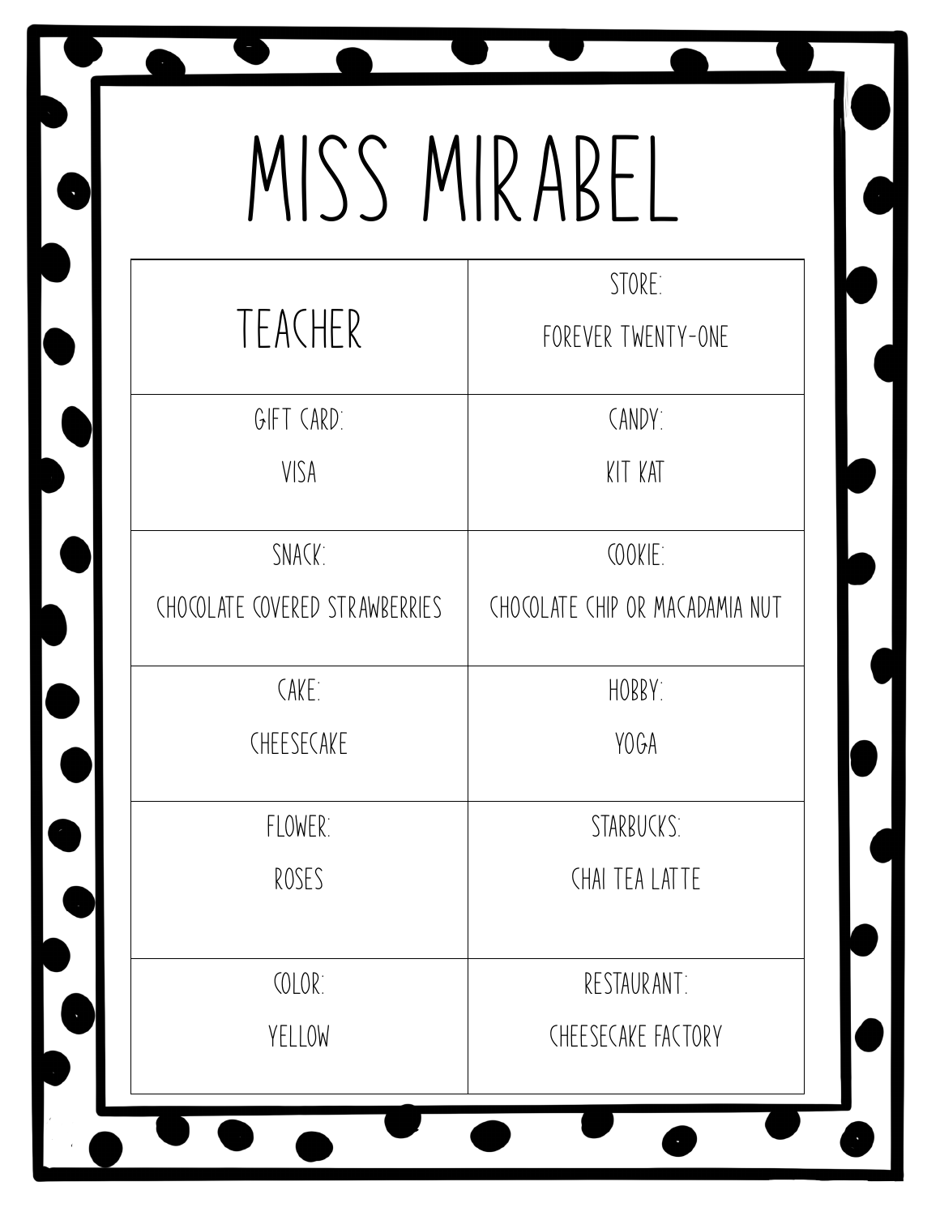# MISS MIRABEL

| TEACHER | STORE: FOREVER TWENTY-ONE |
|---|---|
| GIFT CARD: VISA | CANDY: KIT KAT |
| SNACK: CHOCOLATE COVERED STRAWBERRIES | COOKIE: CHOCOLATE CHIP OR MACADAMIA NUT |
| CAKE: CHEESECAKE | HOBBY: YOGA |
| FLOWER: ROSES | STARBUCKS: CHAI TEA LATTE |
| COLOR: YELLOW | RESTAURANT: CHEESECAKE FACTORY |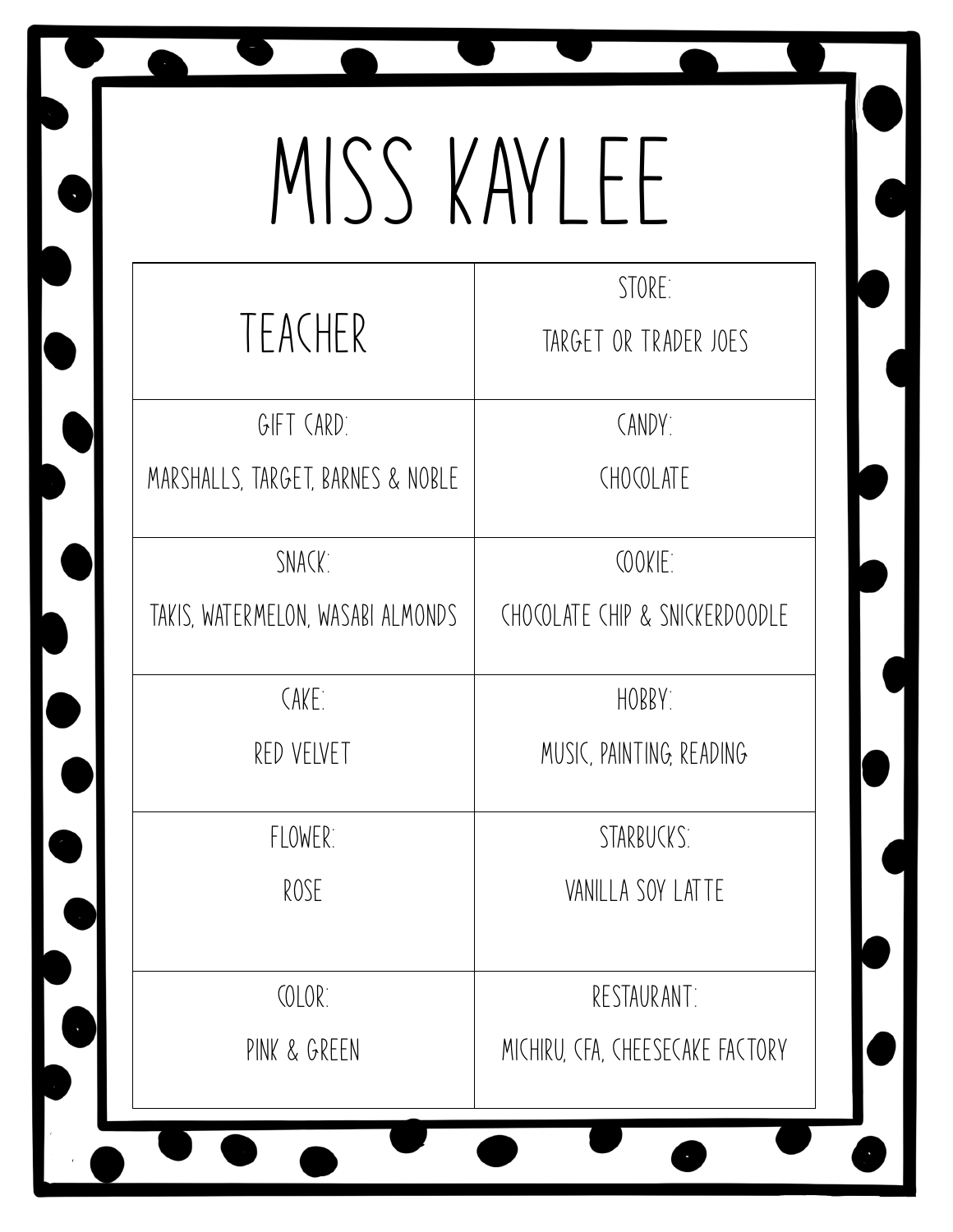# MISS KAYLEE

| TEACHER | STORE: TARGET OR TRADER JOES |
| --- | --- |
| GIFT CARD: MARSHALLS, TARGET, BARNES & NOBLE | CANDY: CHOCOLATE |
| SNACK: TAKIS, WATERMELON, WASABI ALMONDS | COOKIE: CHOCOLATE CHIP & SNICKERDOODLE |
| CAKE: RED VELVET | HOBBY: MUSIC, PAINTING, READING |
| FLOWER: ROSE | STARBUCKS: VANILLA SOY LATTE |
| COLOR: PINK & GREEN | RESTAURANT: MICHIRU, CFA, CHEESECAKE FACTORY |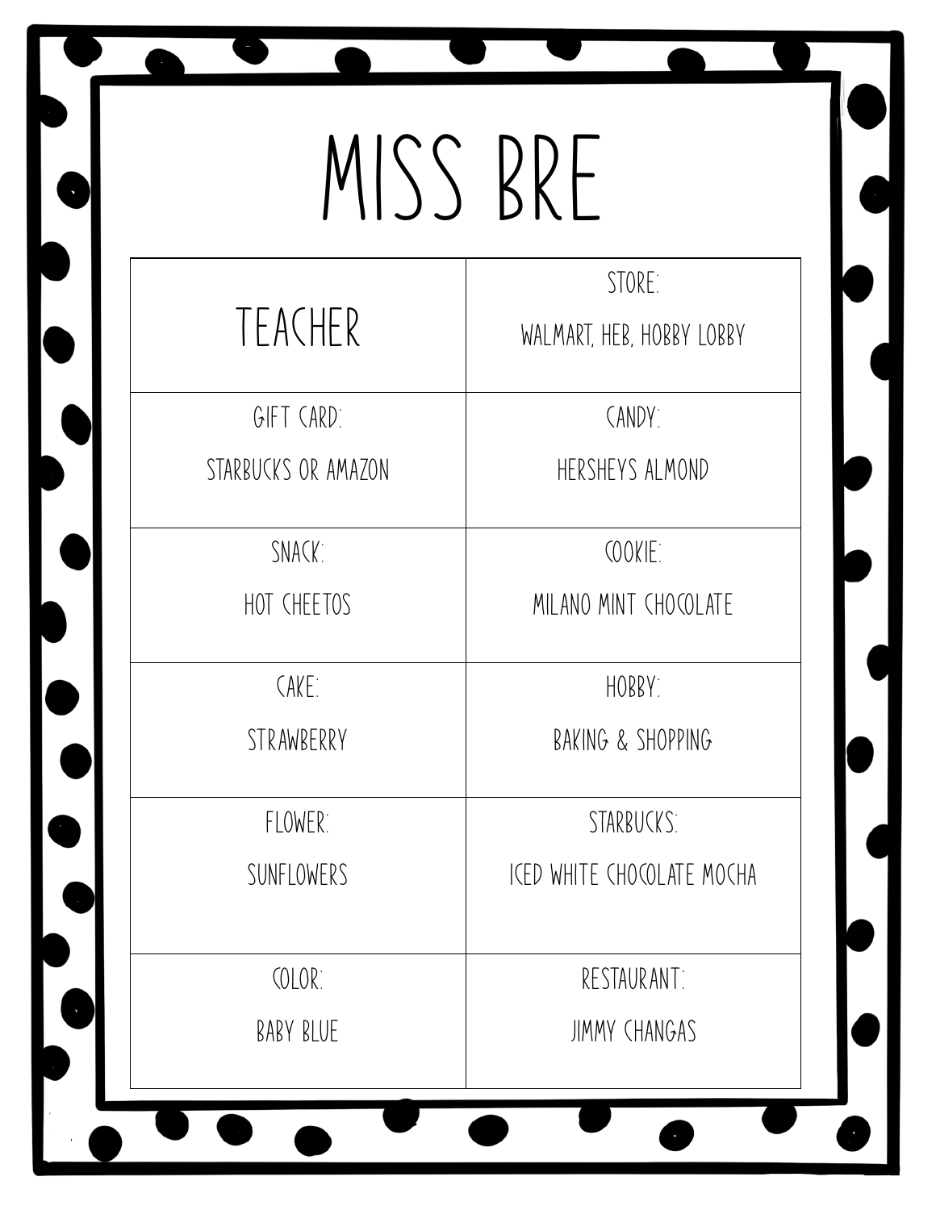# MISS BRE

| TEACHER | STORE: WALMART, HEB, HOBBY LOBBY |
|---|---|
| GIFT CARD: STARBUCKS OR AMAZON | CANDY: HERSHEYS ALMOND |
| SNACK: HOT CHEETOS | COOKIE: MILANO MINT CHOCOLATE |
| CAKE: STRAWBERRY | HOBBY: BAKING & SHOPPING |
| FLOWER: SUNFLOWERS | STARBUCKS: ICED WHITE CHOCOLATE MOCHA |
| COLOR: BABY BLUE | RESTAURANT: JIMMY CHANGAS |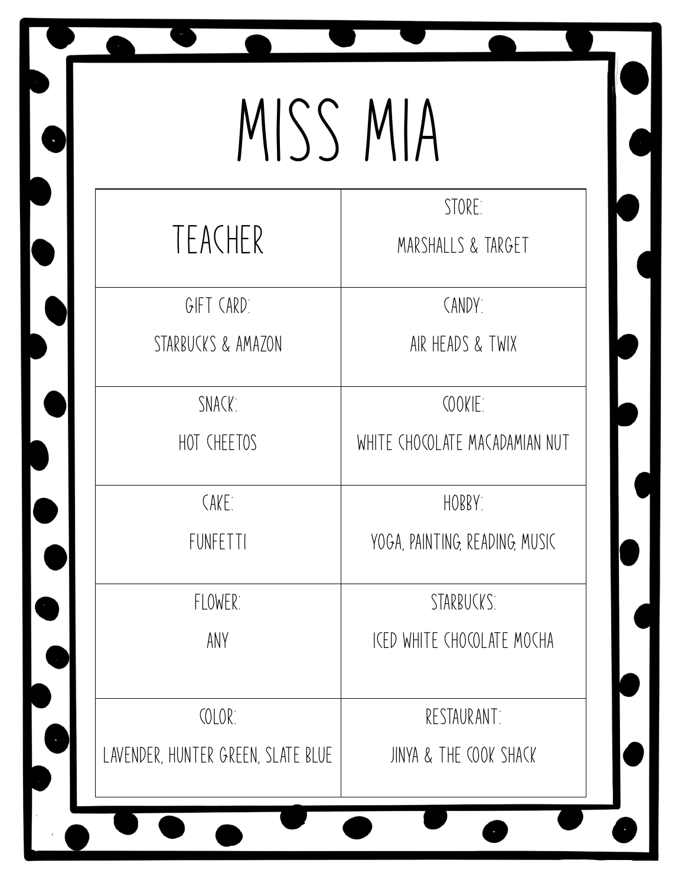# MISS MIA

| TEACHER | STORE: MARSHALLS & TARGET |
|---|---|
| GIFT CARD: STARBUCKS & AMAZON | CANDY: AIR HEADS & TWIX |
| SNACK: HOT CHEETOS | COOKIE: WHITE CHOCOLATE MACADAMIAN NUT |
| CAKE: FUNFETTI | HOBBY: YOGA, PAINTING, READING, MUSIC |
| FLOWER: ANY | STARBUCKS: ICED WHITE CHOCOLATE MOCHA |
| COLOR: LAVENDER, HUNTER GREEN, SLATE BLUE | RESTAURANT: JINYA & THE COOK SHACK |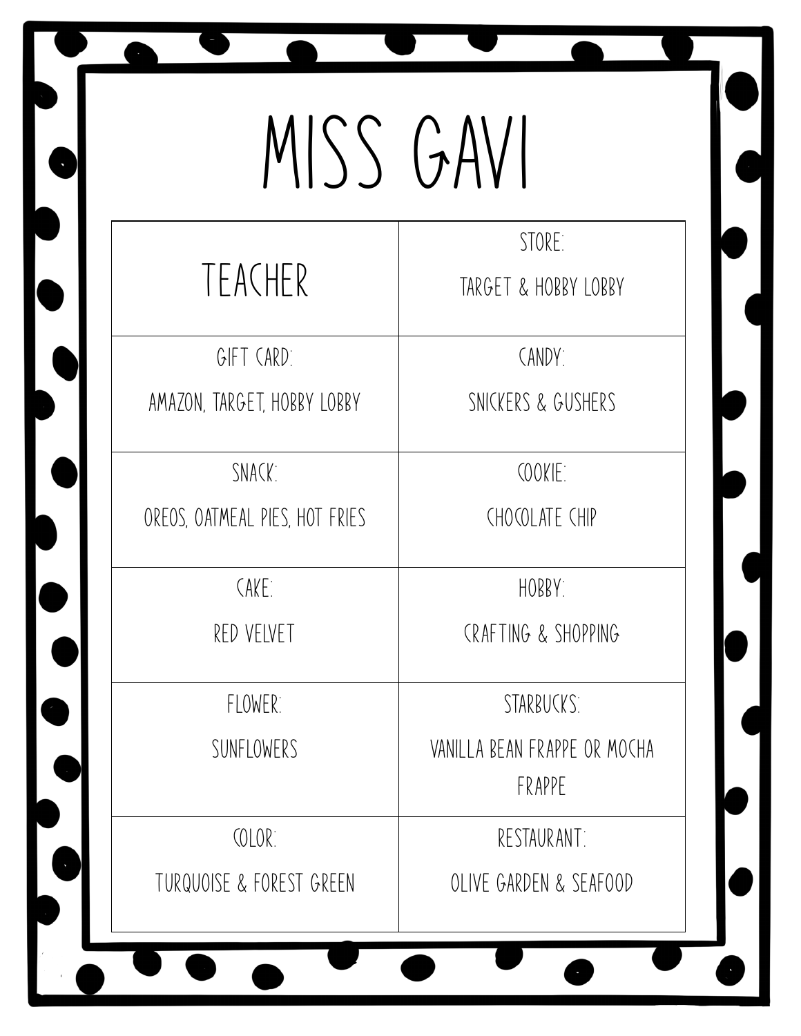# MISS GAVI

| TEACHER | STORE:<br>TARGET & HOBBY LOBBY |
|---|---|
| GIFT CARD:<br>AMAZON, TARGET, HOBBY LOBBY | CANDY:<br>SNICKERS & GUSHERS |
| SNACK:<br>OREOS, OATMEAL PIES, HOT FRIES | COOKIE:<br>CHOCOLATE CHIP |
| CAKE:<br>RED VELVET | HOBBY:<br>CRAFTING & SHOPPING |
| FLOWER:<br>SUNFLOWERS | STARBUCKS:<br>VANILLA BEAN FRAPPE OR MOCHA FRAPPE |
| COLOR:<br>TURQUOISE & FOREST GREEN | RESTAURANT:<br>OLIVE GARDEN & SEAFOOD |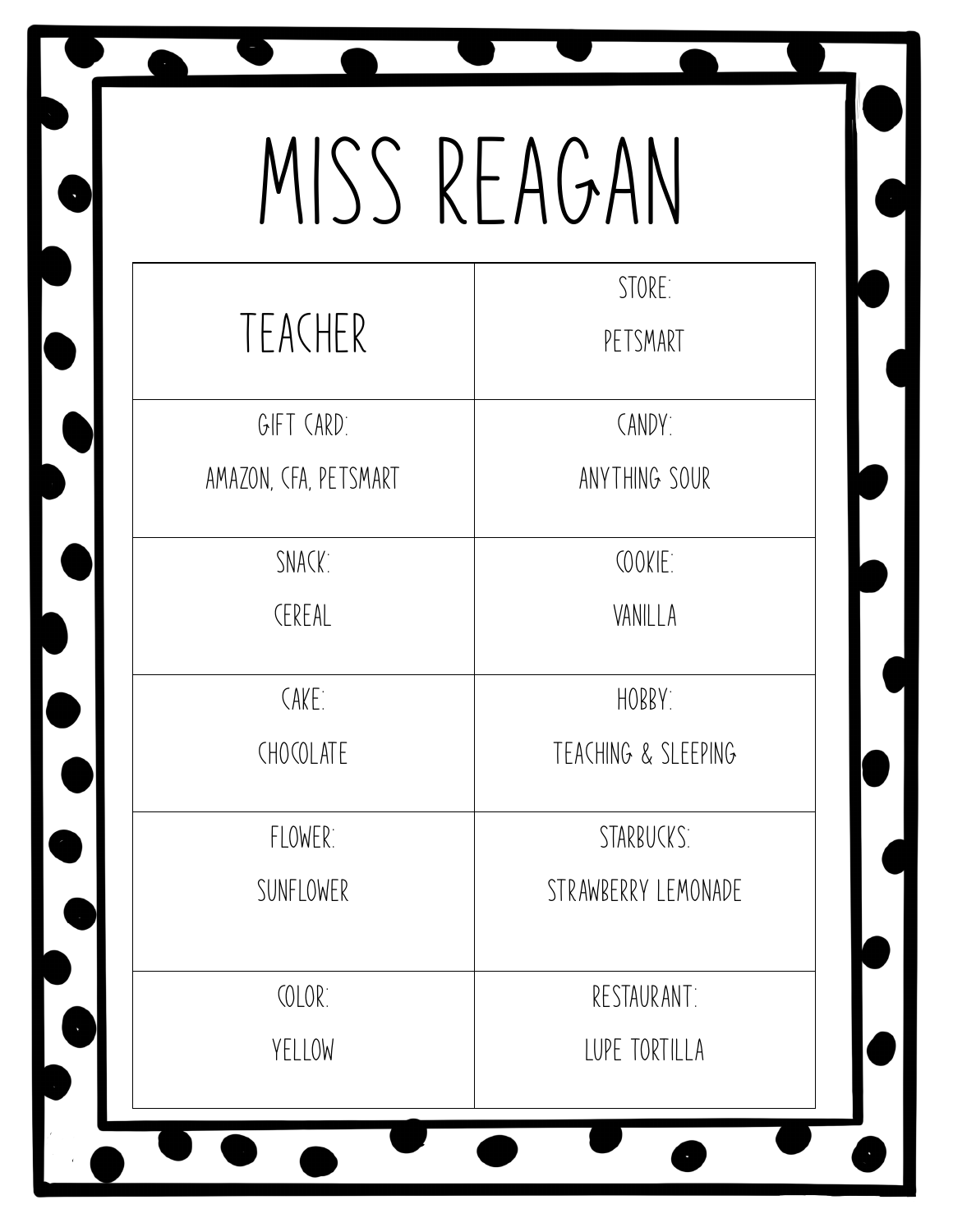# MISS REAGAN

| TEACHER | STORE: PETSMART |
|---|---|
| GIFT CARD: AMAZON, CFA, PETSMART | CANDY: ANYTHING SOUR |
| SNACK: CEREAL | COOKIE: VANILLA |
| CAKE: CHOCOLATE | HOBBY: TEACHING & SLEEPING |
| FLOWER: SUNFLOWER | STARBUCKS: STRAWBERRY LEMONADE |
| COLOR: YELLOW | RESTAURANT: LUPE TORTILLA |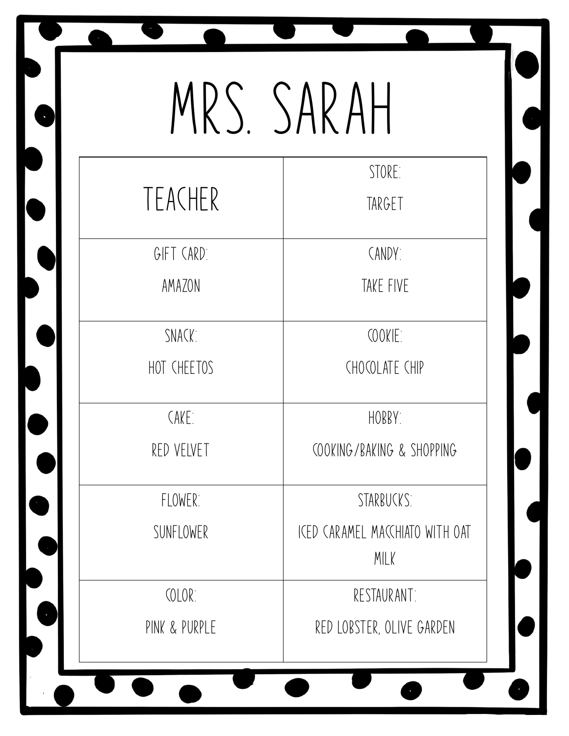# MRS. SARAH

| TEACHER | STORE:<br>TARGET |
| --- | --- |
| GIFT CARD:<br>AMAZON | CANDY:<br>TAKE FIVE |
| SNACK:<br>HOT CHEETOS | COOKIE:<br>CHOCOLATE CHIP |
| CAKE:<br>RED VELVET | HOBBY:<br>COOKING/BAKING & SHOPPING |
| FLOWER:<br>SUNFLOWER | STARBUCKS:<br>ICED CARAMEL MACCHIATO WITH OAT MILK |
| COLOR:<br>PINK & PURPLE | RESTAURANT:<br>RED LOBSTER, OLIVE GARDEN |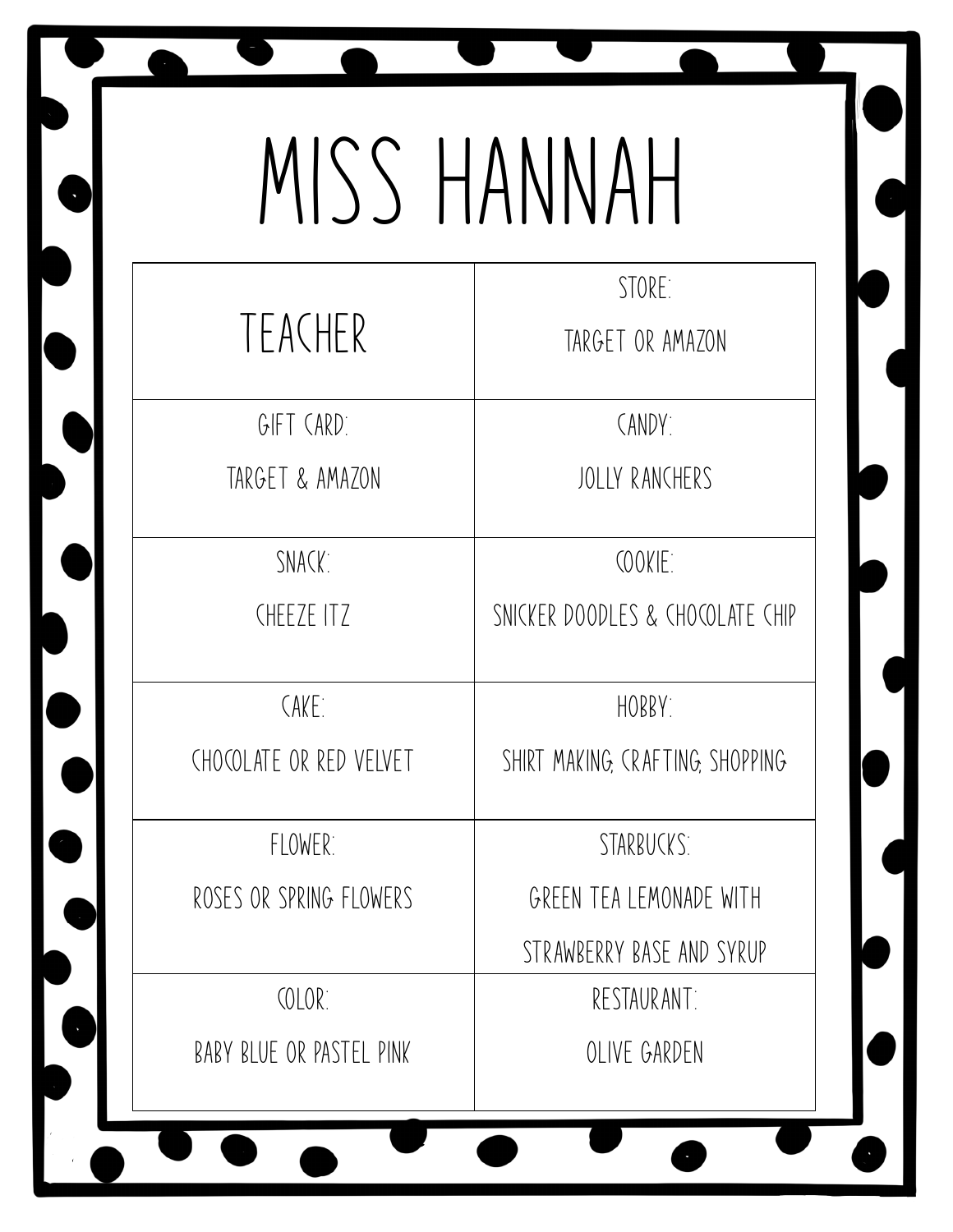# MISS HANNAH

| | |
|---|---|
| TEACHER | STORE:<br>TARGET OR AMAZON |
| GIFT CARD:<br>TARGET & AMAZON | CANDY:<br>JOLLY RANCHERS |
| SNACK:<br>CHEEZE ITZ | COOKIE:<br>SNICKER DOODLES & CHOCOLATE CHIP |
| CAKE:<br>CHOCOLATE OR RED VELVET | HOBBY:<br>SHIRT MAKING, CRAFTING, SHOPPING |
| FLOWER:<br>ROSES OR SPRING FLOWERS | STARBUCKS:<br>GREEN TEA LEMONADE WITH STRAWBERRY BASE AND SYRUP |
| COLOR:<br>BABY BLUE OR PASTEL PINK | RESTAURANT:<br>OLIVE GARDEN |